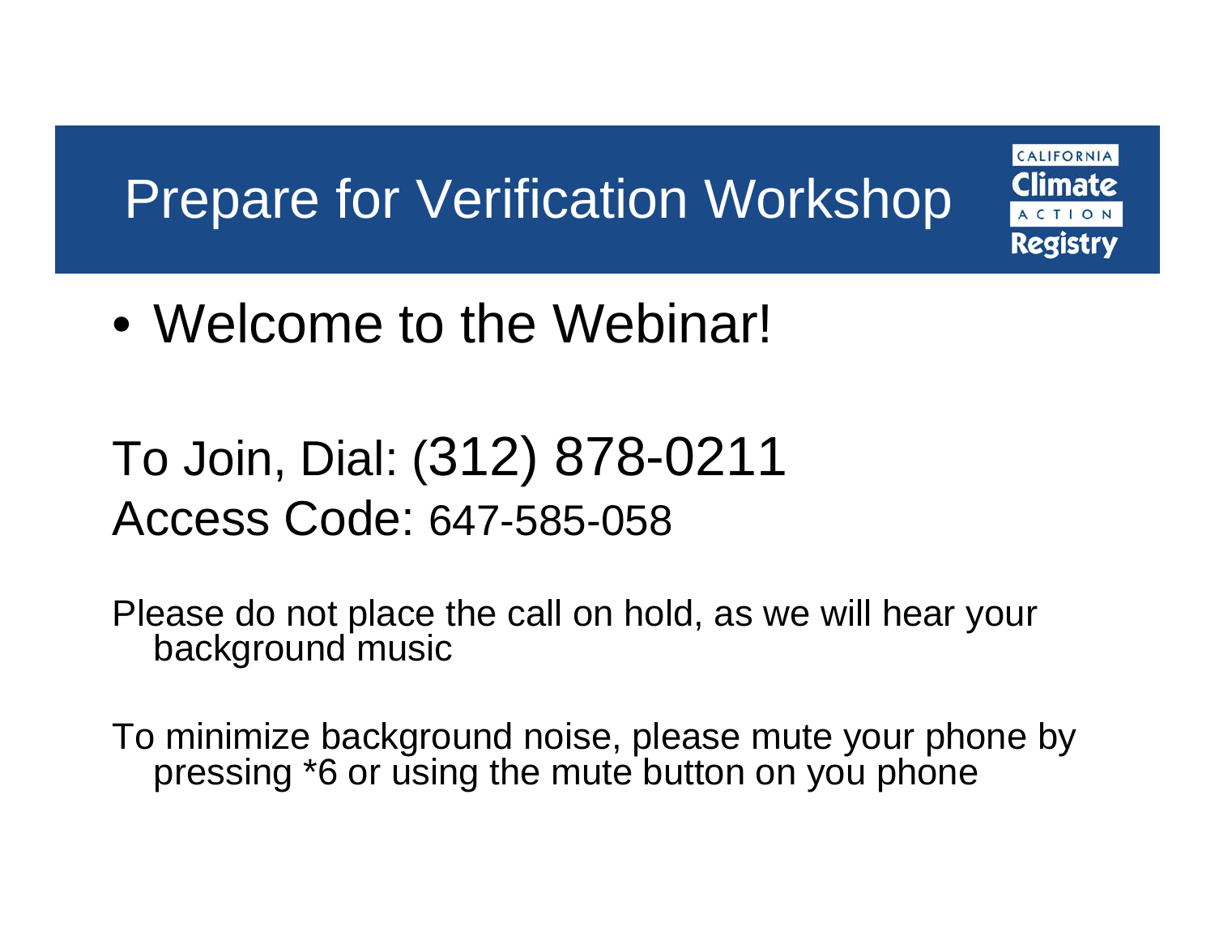# Prepare for Verification Workshop

CALIFORNIA Climate ACTION Registry

- Welcome to the Webinar!

To Join, Dial: (312) 878-0211
Access Code: 647-585-058

Please do not place the call on hold, as we will hear your background music

To minimize background noise, please mute your phone by pressing *6 or using the mute button on you phone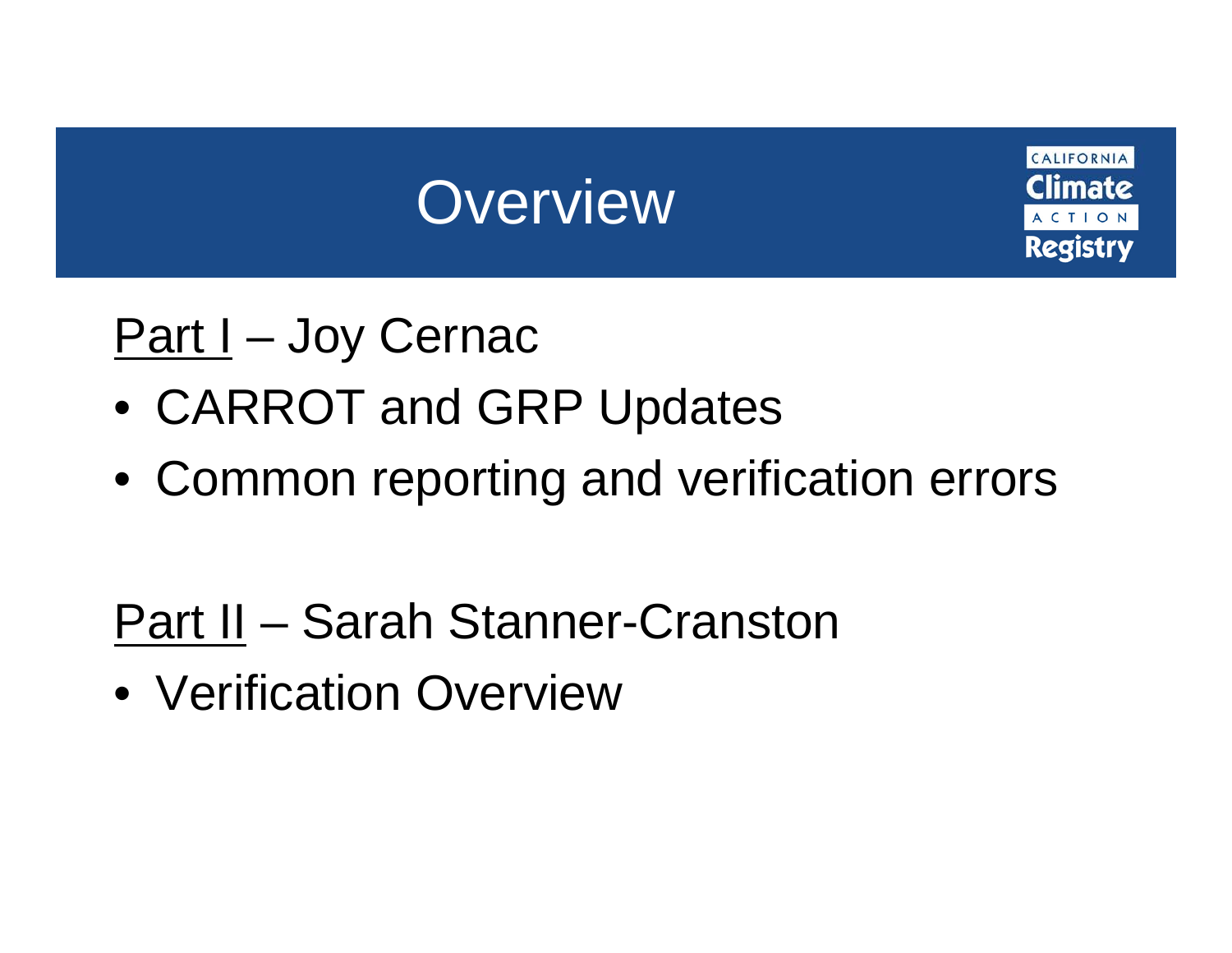# Overview

<u>Part I</u> – Joy Cernac

- CARROT and GRP Updates
- Common reporting and verification errors

<u>Part II</u> – Sarah Stanner-Cranston

- Verification Overview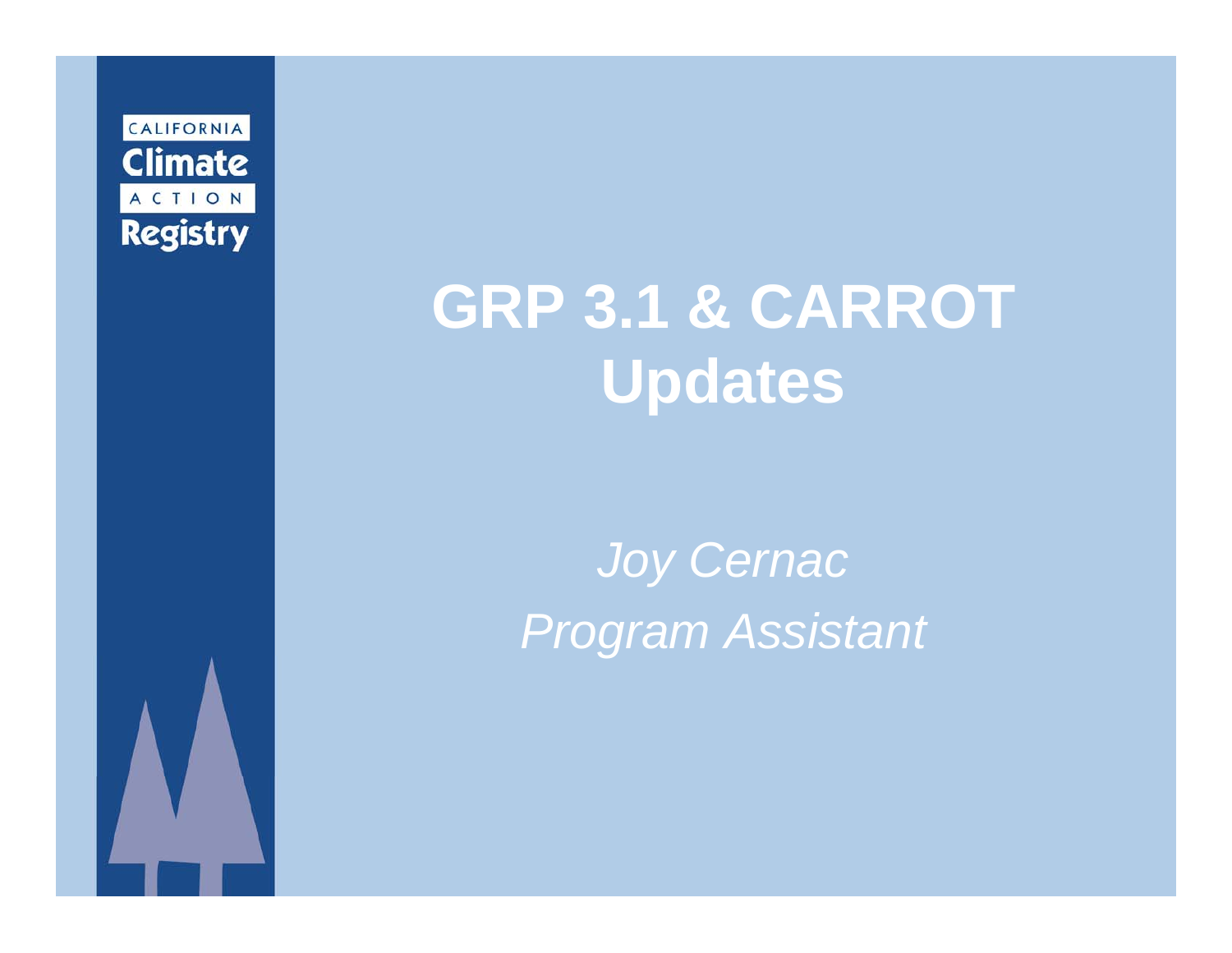CALIFORNIA
Climate
ACTION
Registry

# GRP 3.1 & CARROT Updates

*Joy Cernac*
*Program Assistant*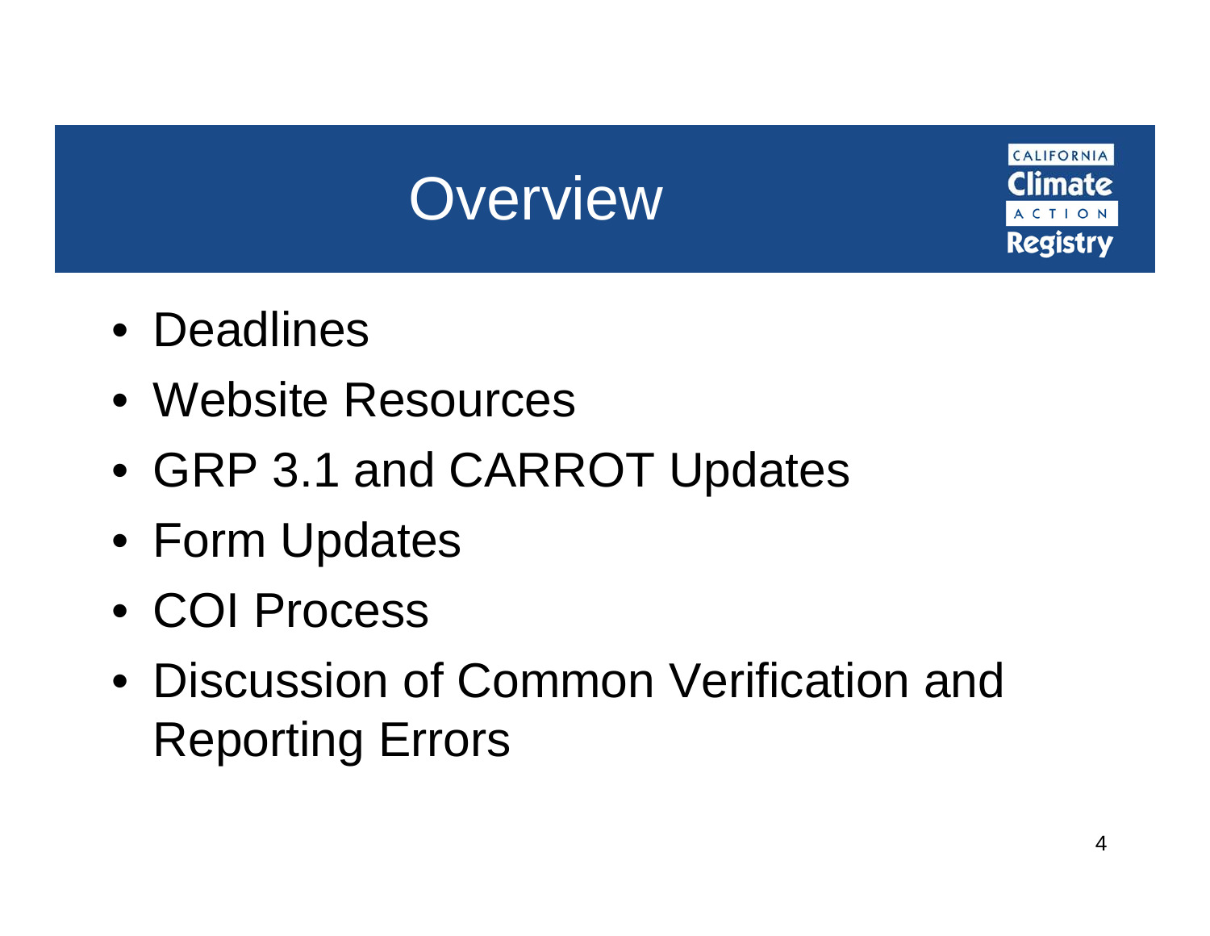# Overview

- Deadlines
- Website Resources
- GRP 3.1 and CARROT Updates
- Form Updates
- COI Process
- Discussion of Common Verification and Reporting Errors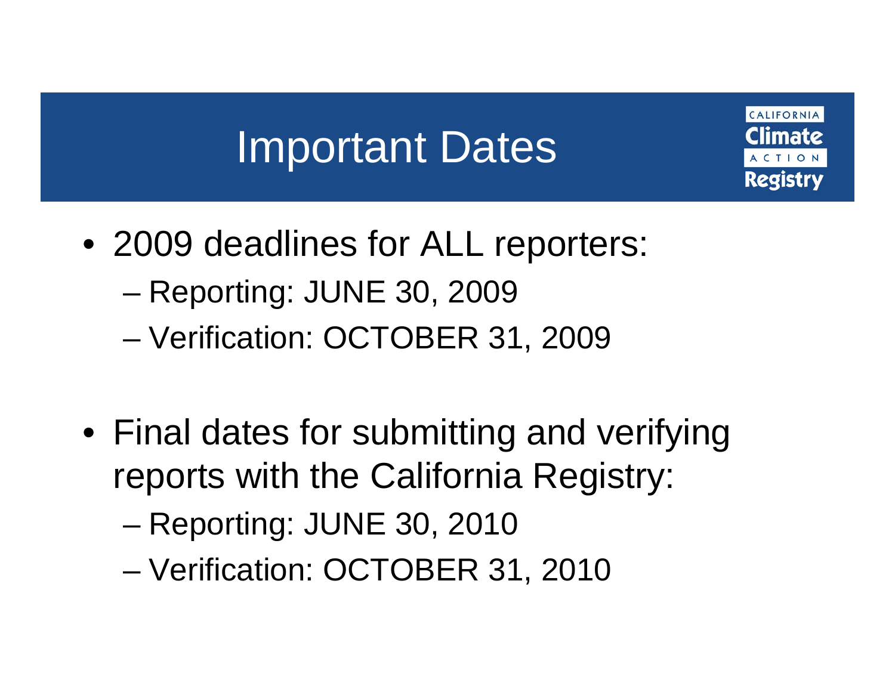# Important Dates

CALIFORNIA Climate ACTION Registry

- 2009 deadlines for ALL reporters:
  - Reporting: JUNE 30, 2009
  - Verification: OCTOBER 31, 2009

- Final dates for submitting and verifying reports with the California Registry:
  - Reporting: JUNE 30, 2010
  - Verification: OCTOBER 31, 2010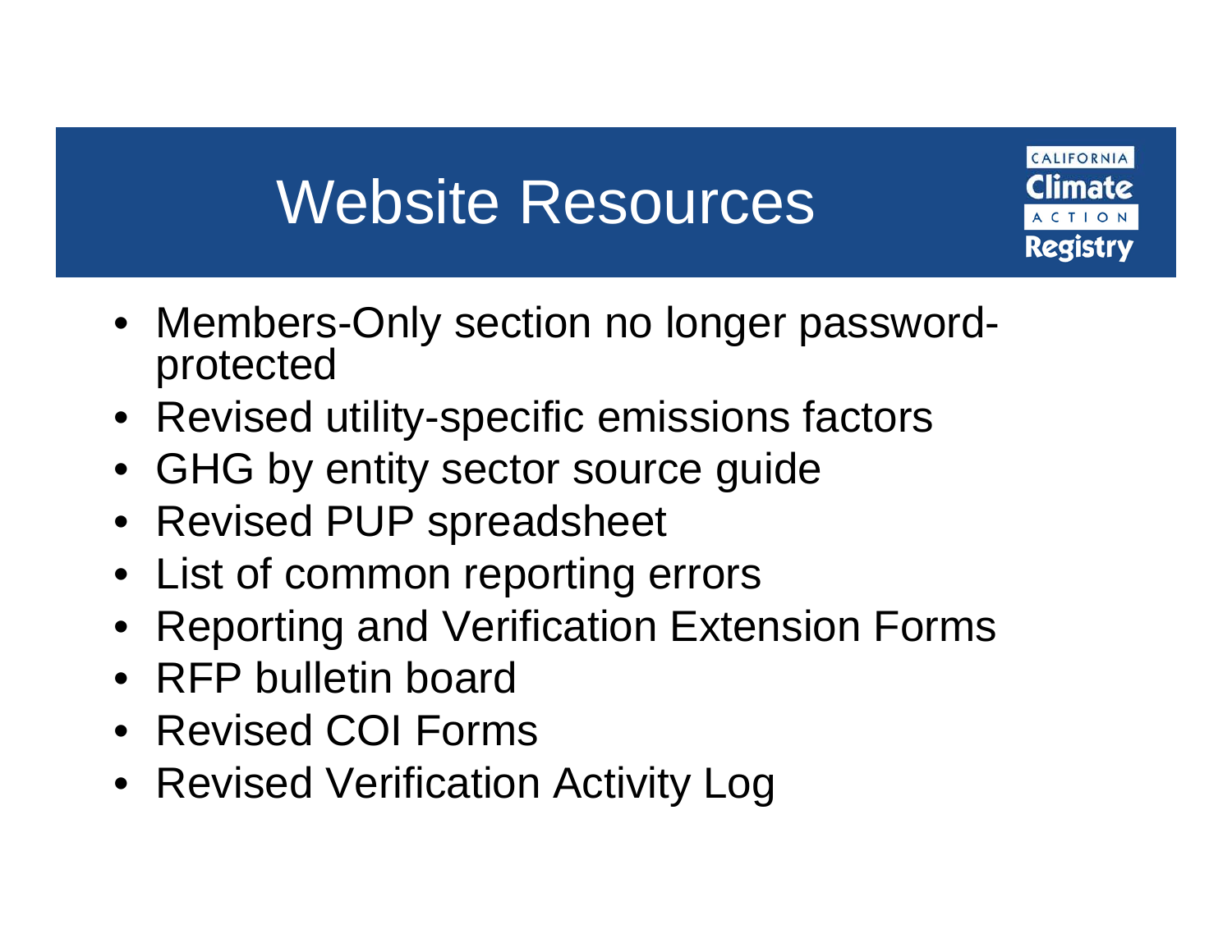# Website Resources

- Members-Only section no longer password-protected
- Revised utility-specific emissions factors
- GHG by entity sector source guide
- Revised PUP spreadsheet
- List of common reporting errors
- Reporting and Verification Extension Forms
- RFP bulletin board
- Revised COI Forms
- Revised Verification Activity Log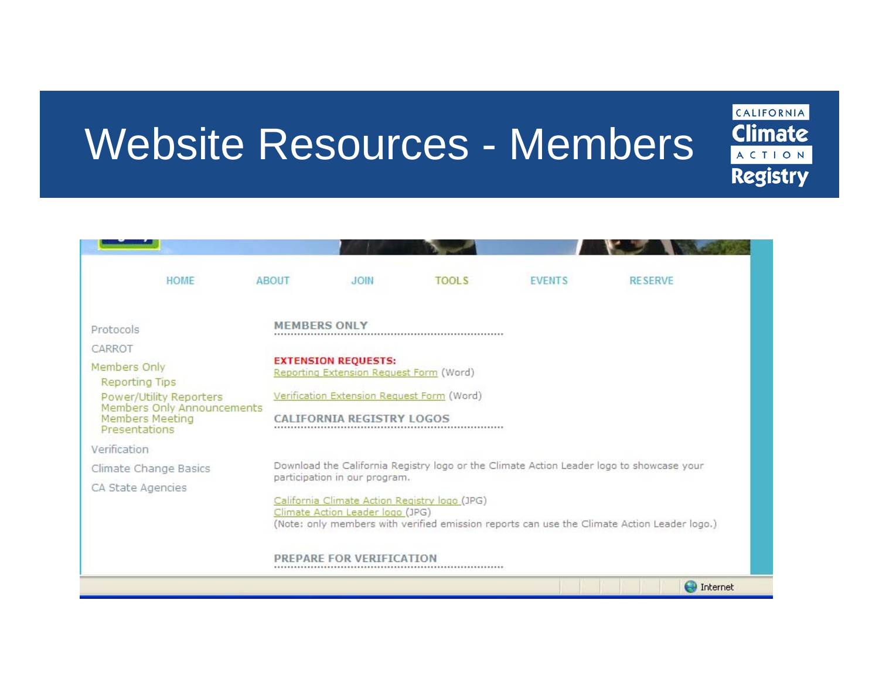# Website Resources - Members

HOME ABOUT JOIN TOOLS EVENTS RESERVE

- Protocols
- CARROT
- Members Only
  - Reporting Tips
  - Power/Utility Reporters
  - Members Only Announcements
  - Members Meeting Presentations
- Verification
- Climate Change Basics
- CA State Agencies

## MEMBERS ONLY

**EXTENSION REQUESTS:**

Reporting Extension Request Form (Word)

Verification Extension Request Form (Word)

## CALIFORNIA REGISTRY LOGOS

Download the California Registry logo or the Climate Action Leader logo to showcase your participation in our program.

California Climate Action Registry logo (JPG)
Climate Action Leader logo (JPG)
(Note: only members with verified emission reports can use the Climate Action Leader logo.)

## PREPARE FOR VERIFICATION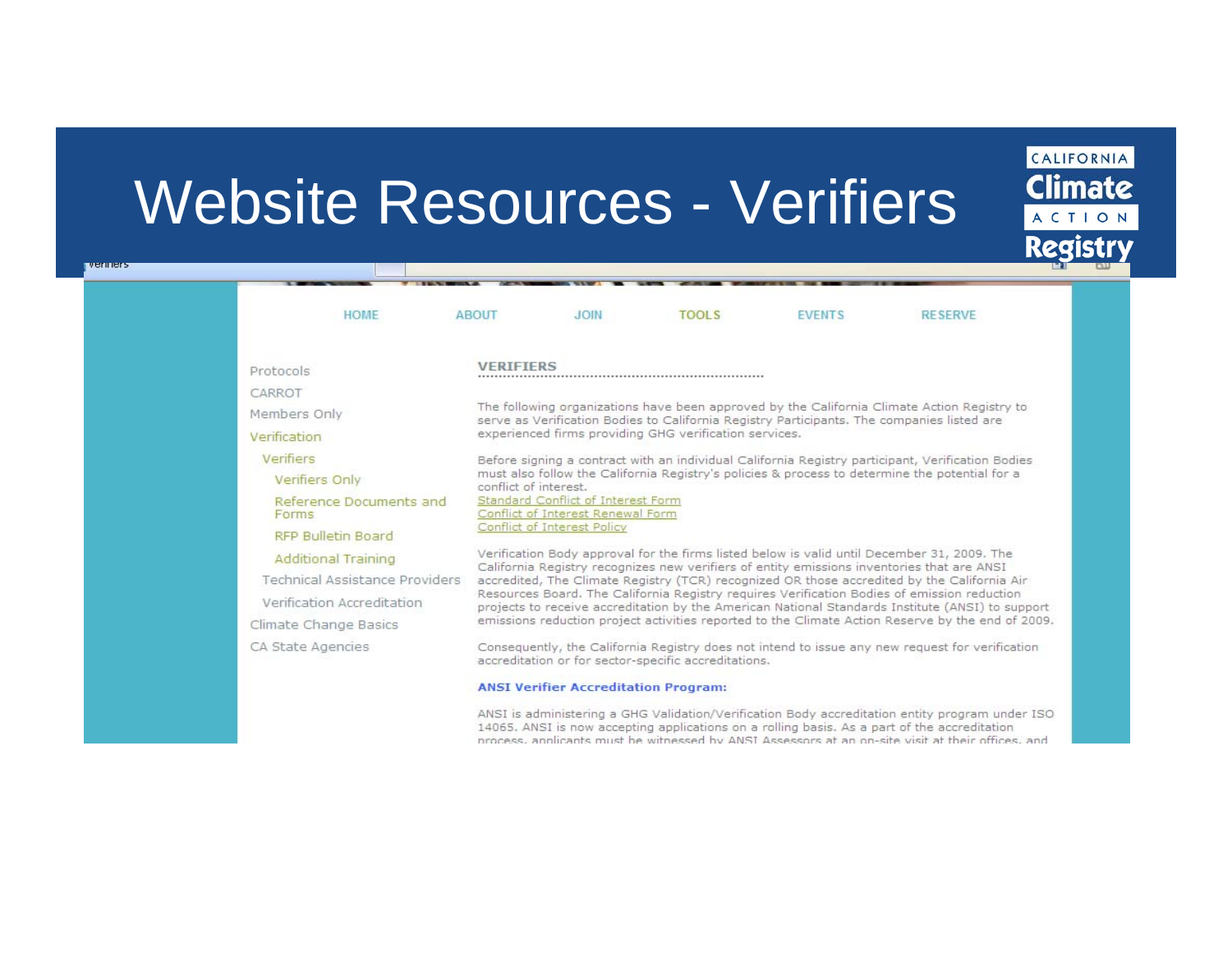# Website Resources - Verifiers

CALIFORNIA Climate ACTION Registry

HOME | ABOUT | JOIN | TOOLS | EVENTS | RESERVE

- Protocols
- CARROT
- Members Only
- Verification
  - Verifiers
    - Verifiers Only
    - Reference Documents and Forms
    - RFP Bulletin Board
    - Additional Training
  - Technical Assistance Providers
  - Verification Accreditation
- Climate Change Basics
- CA State Agencies

## VERIFIERS

The following organizations have been approved by the California Climate Action Registry to serve as Verification Bodies to California Registry Participants. The companies listed are experienced firms providing GHG verification services.

Before signing a contract with an individual California Registry participant, Verification Bodies must also follow the California Registry's policies & process to determine the potential for a conflict of interest.

Standard Conflict of Interest Form
Conflict of Interest Renewal Form
Conflict of Interest Policy

Verification Body approval for the firms listed below is valid until December 31, 2009. The California Registry recognizes new verifiers of entity emissions inventories that are ANSI accredited, The Climate Registry (TCR) recognized OR those accredited by the California Air Resources Board. The California Registry requires Verification Bodies of emission reduction projects to receive accreditation by the American National Standards Institute (ANSI) to support emissions reduction project activities reported to the Climate Action Reserve by the end of 2009.

Consequently, the California Registry does not intend to issue any new request for verification accreditation or for sector-specific accreditations.

**ANSI Verifier Accreditation Program:**

ANSI is administering a GHG Validation/Verification Body accreditation entity program under ISO 14065. ANSI is now accepting applications on a rolling basis. As a part of the accreditation process, applicants must be witnessed by ANSI Assessors at an on-site visit at their offices, and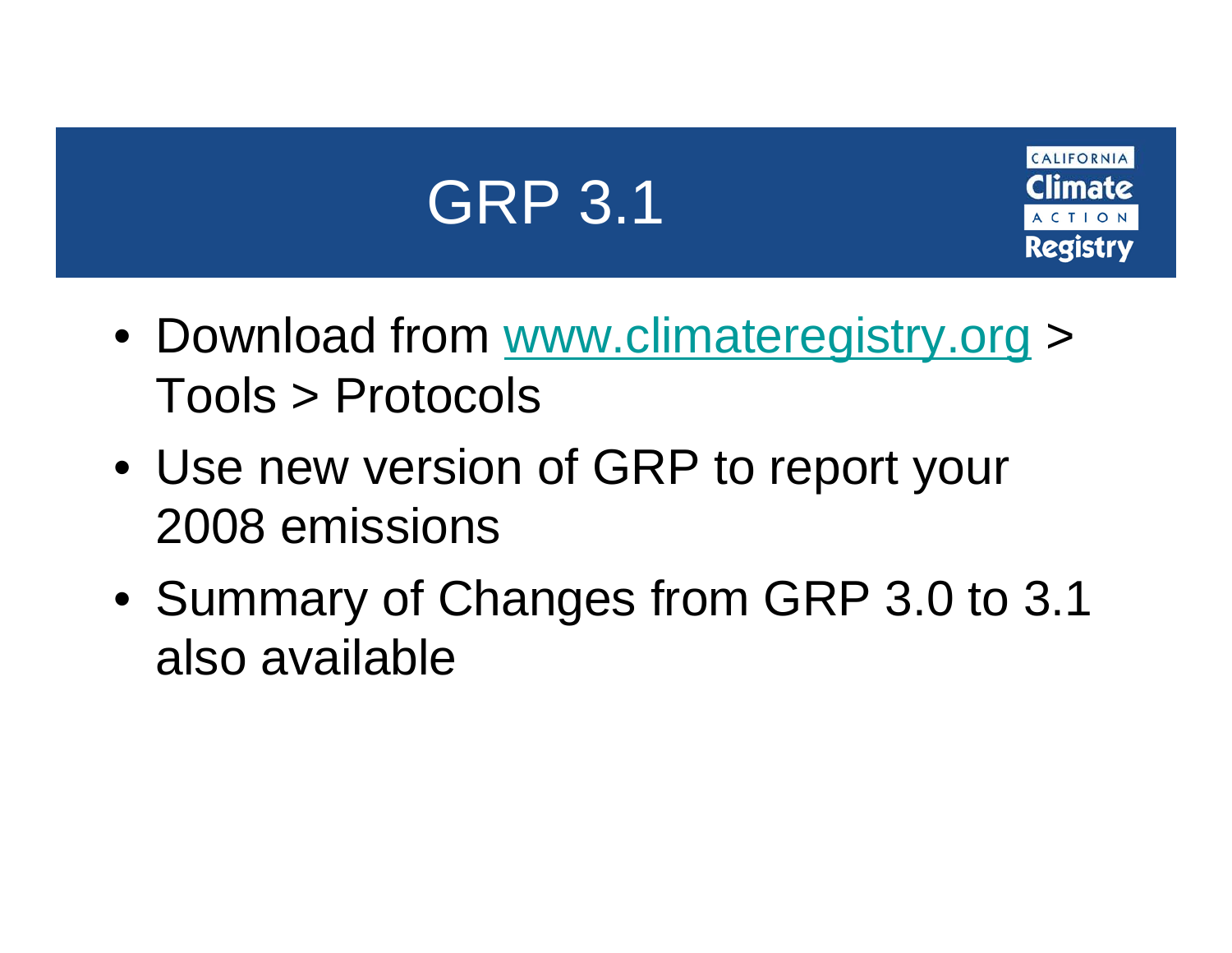# GRP 3.1

- Download from www.climateregistry.org > Tools > Protocols
- Use new version of GRP to report your 2008 emissions
- Summary of Changes from GRP 3.0 to 3.1 also available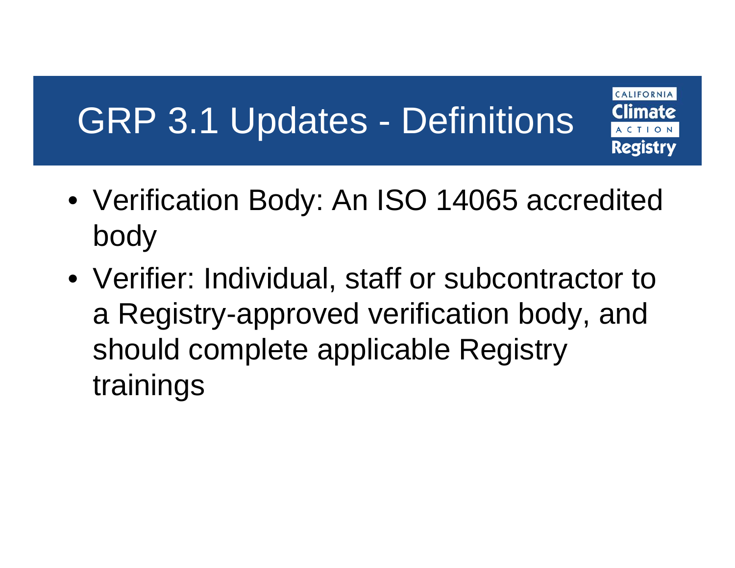# GRP 3.1 Updates - Definitions

- Verification Body: An ISO 14065 accredited body
- Verifier: Individual, staff or subcontractor to a Registry-approved verification body, and should complete applicable Registry trainings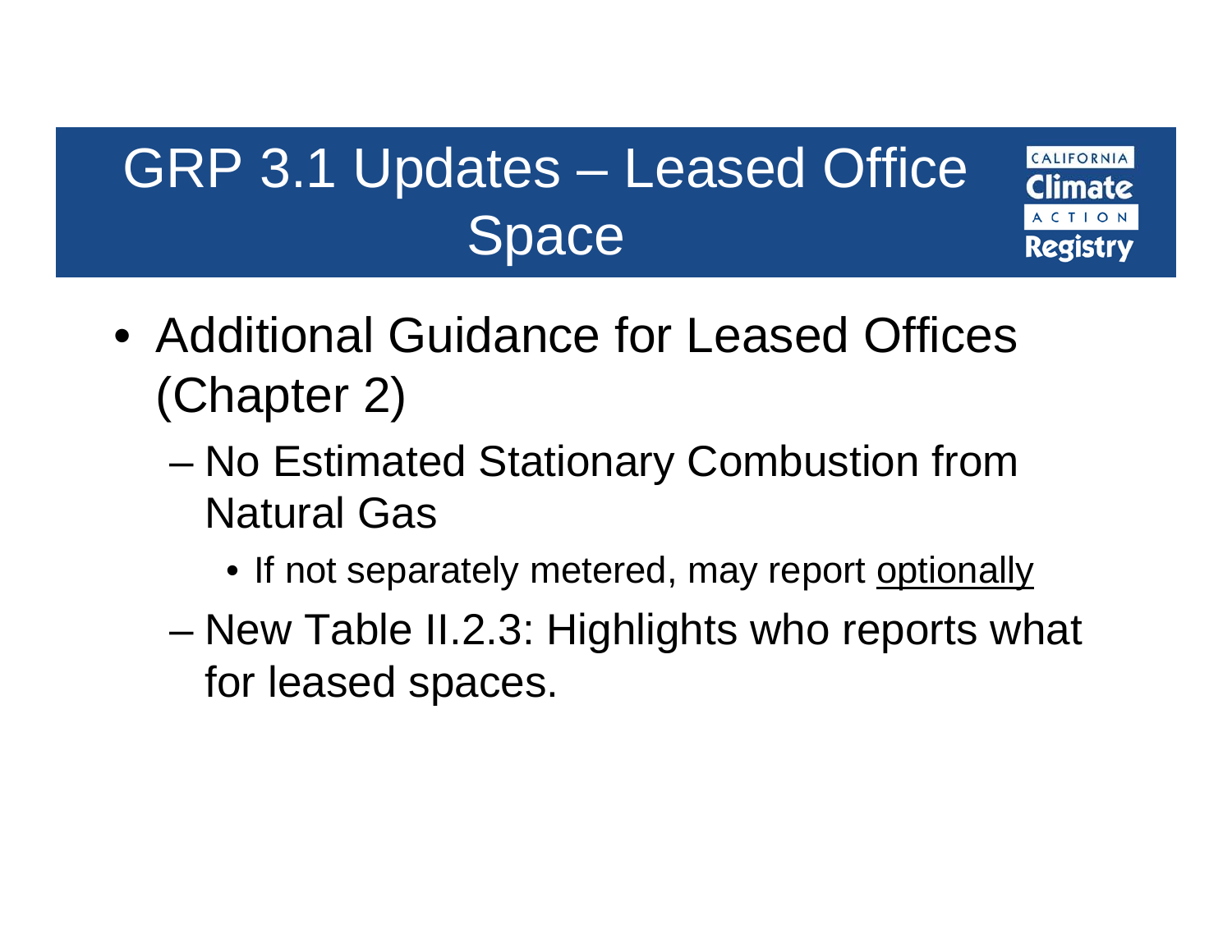# GRP 3.1 Updates – Leased Office Space

CALIFORNIA Climate ACTION Registry

- Additional Guidance for Leased Offices (Chapter 2)
  - No Estimated Stationary Combustion from Natural Gas
    - If not separately metered, may report <u>optionally</u>
  - New Table II.2.3: Highlights who reports what for leased spaces.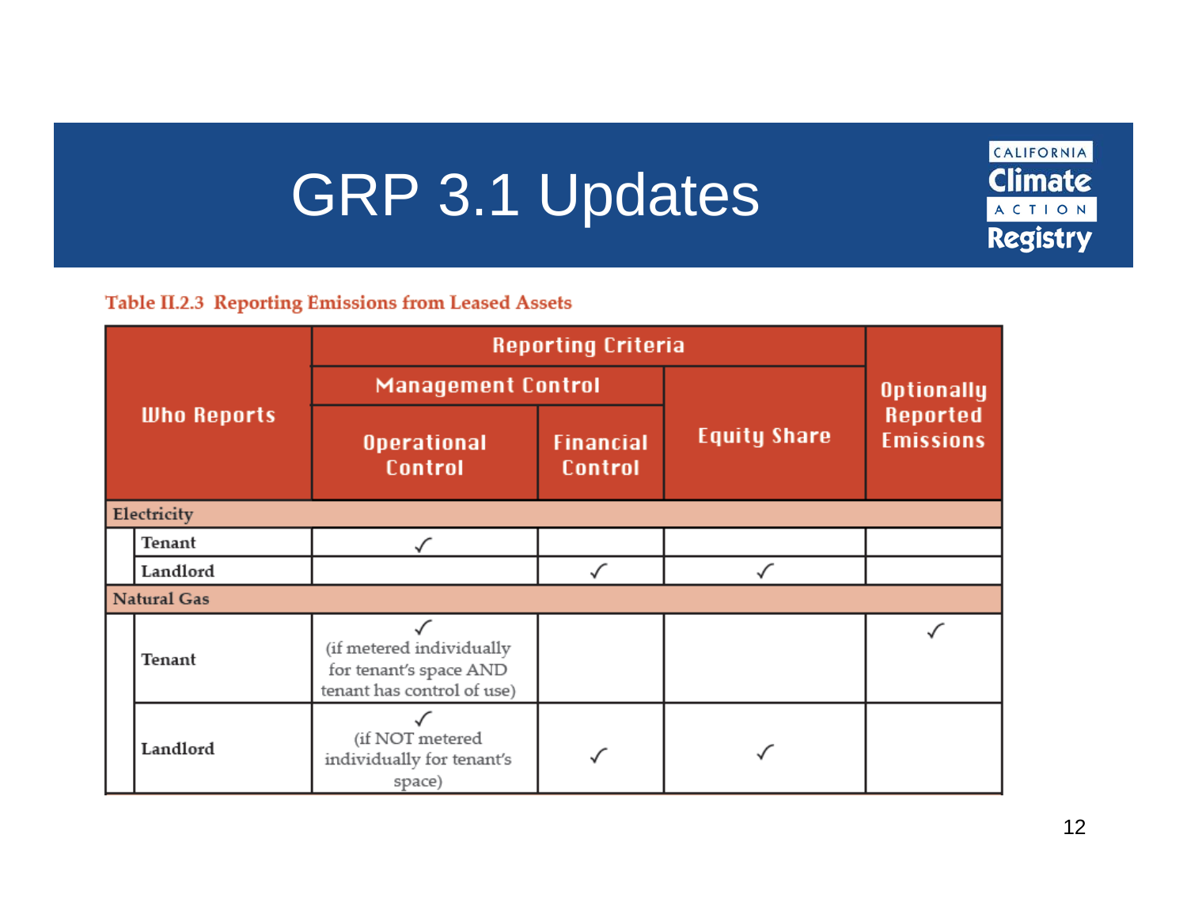# GRP 3.1 Updates

CALIFORNIA Climate ACTION Registry

**Table II.2.3 Reporting Emissions from Leased Assets**

| Who Reports | Reporting Criteria | | | | Optionally Reported Emissions |
|---|---|---|---|---|---|
| | Management Control | | Equity Share | | |
| | Operational Control | Financial Control | | | |
| **Electricity** | | | | | |
| Tenant | ✓ | | | | |
| Landlord | | ✓ | ✓ | | |
| **Natural Gas** | | | | | |
| Tenant | ✓ (if metered individually for tenant's space AND tenant has control of use) | | | | ✓ |
| Landlord | ✓ (if NOT metered individually for tenant's space) | ✓ | ✓ | | |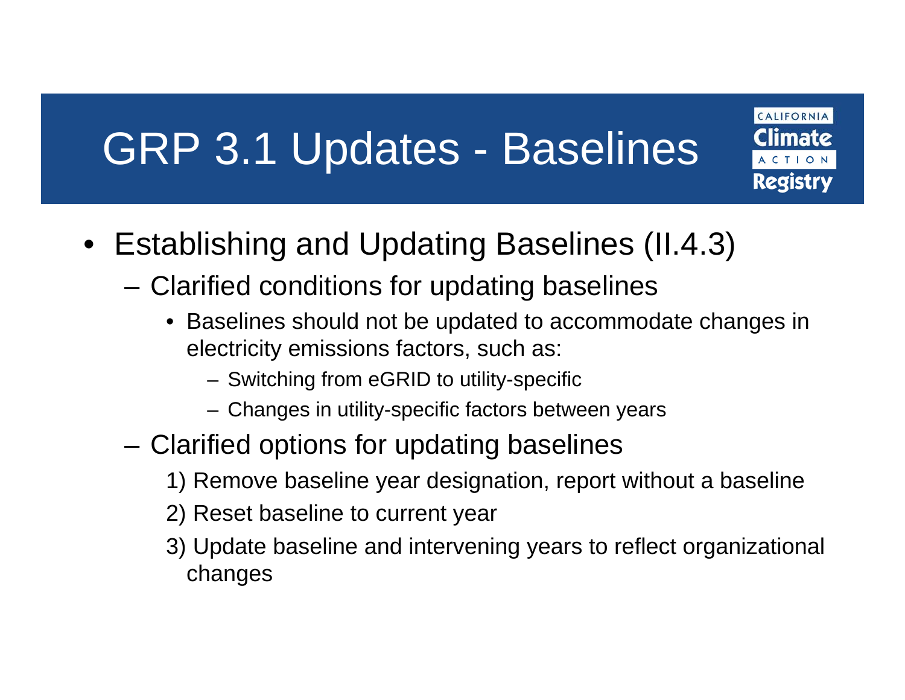# GRP 3.1 Updates - Baselines

- Establishing and Updating Baselines (II.4.3)
  - Clarified conditions for updating baselines
    - Baselines should not be updated to accommodate changes in electricity emissions factors, such as:
      - Switching from eGRID to utility-specific
      - Changes in utility-specific factors between years
  - Clarified options for updating baselines
    1) Remove baseline year designation, report without a baseline
    2) Reset baseline to current year
    3) Update baseline and intervening years to reflect organizational changes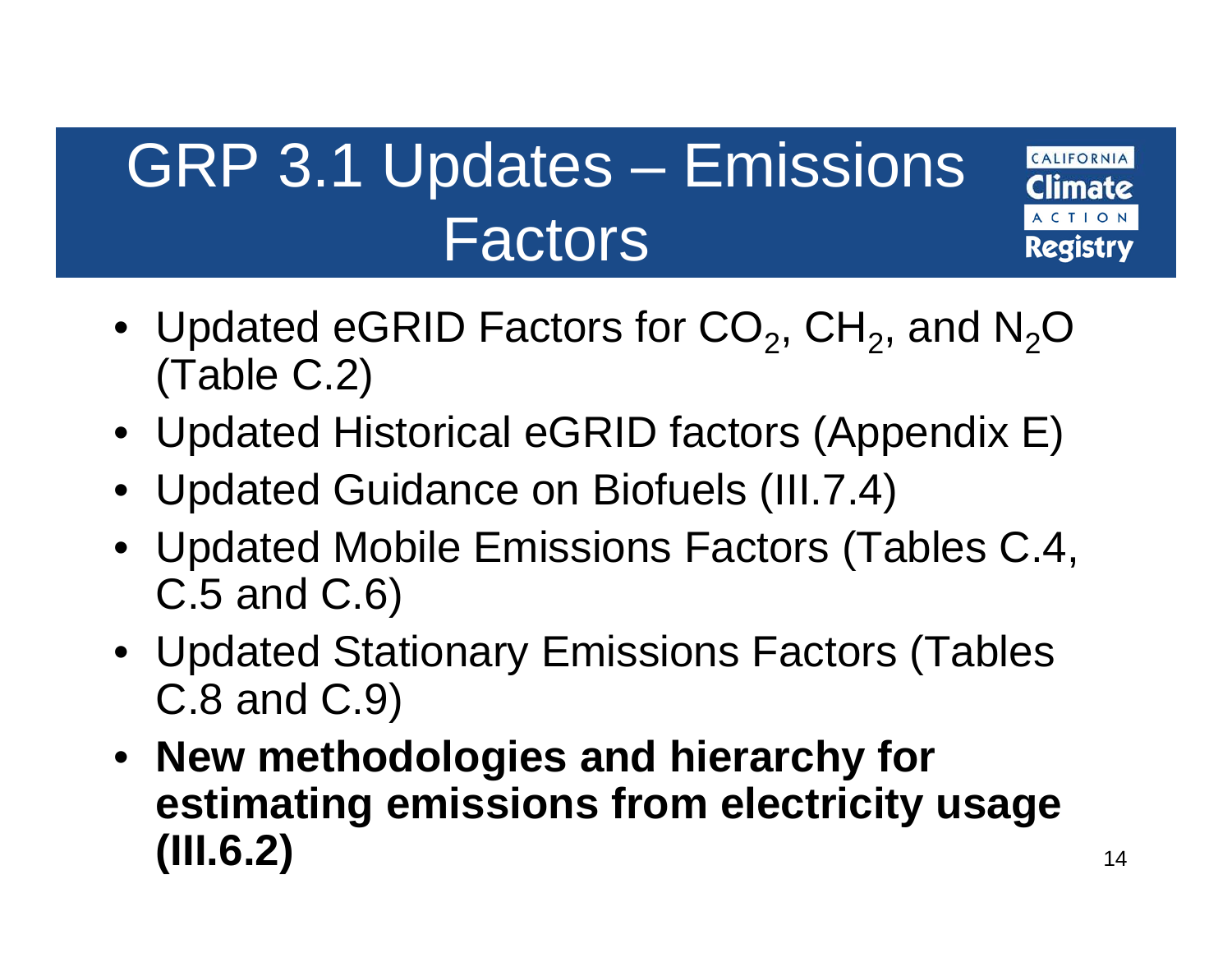# GRP 3.1 Updates – Emissions Factors

CALIFORNIA Climate ACTION Registry

- Updated eGRID Factors for $CO_2$, $CH_2$, and $N_2O$ (Table C.2)
- Updated Historical eGRID factors (Appendix E)
- Updated Guidance on Biofuels (III.7.4)
- Updated Mobile Emissions Factors (Tables C.4, C.5 and C.6)
- Updated Stationary Emissions Factors (Tables C.8 and C.9)
- **New methodologies and hierarchy for estimating emissions from electricity usage (III.6.2)**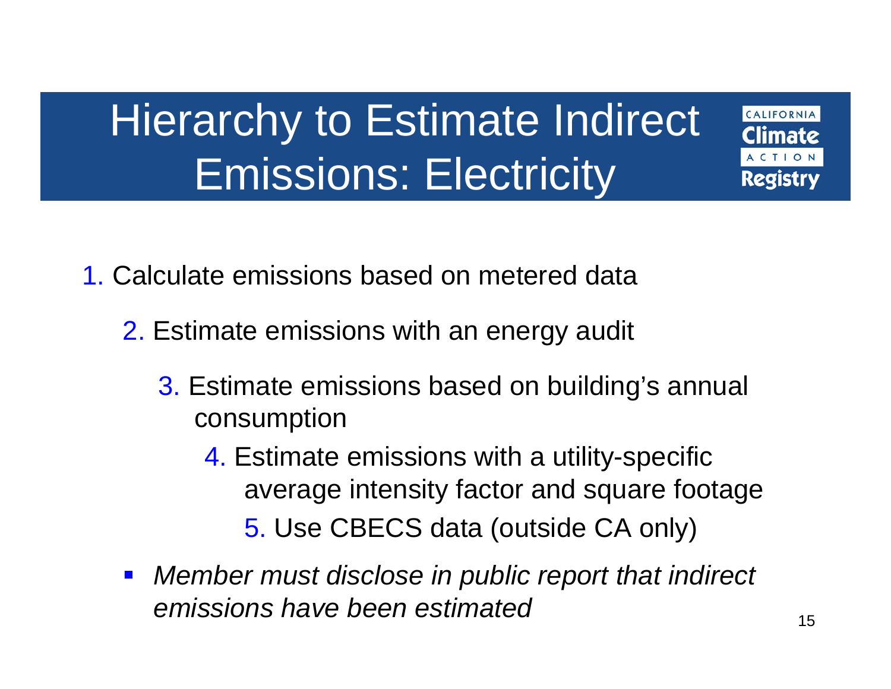# Hierarchy to Estimate Indirect Emissions: Electricity

CALIFORNIA Climate ACTION Registry

1. Calculate emissions based on metered data
2. Estimate emissions with an energy audit
3. Estimate emissions based on building's annual consumption
4. Estimate emissions with a utility-specific average intensity factor and square footage
5. Use CBECS data (outside CA only)

- *Member must disclose in public report that indirect emissions have been estimated*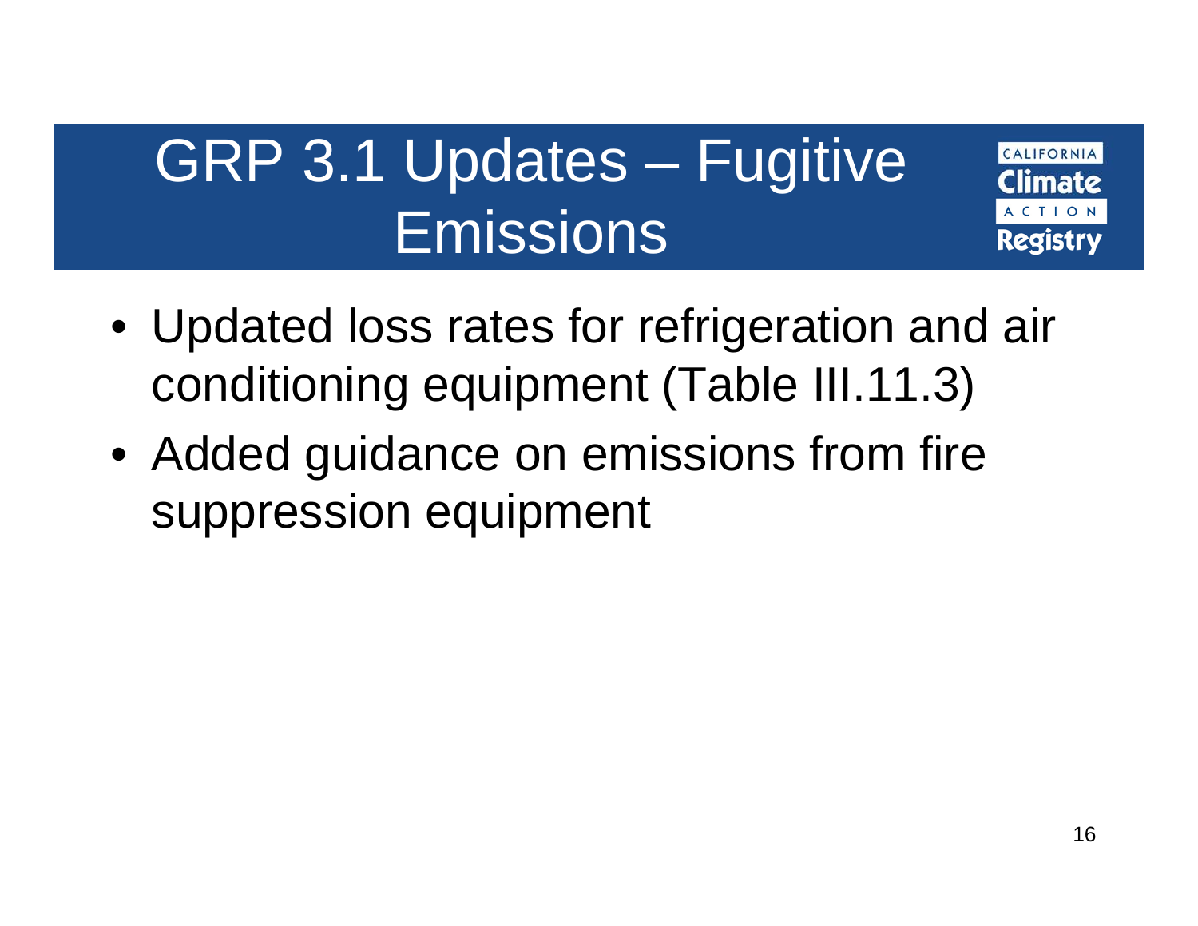# GRP 3.1 Updates – Fugitive Emissions

- Updated loss rates for refrigeration and air conditioning equipment (Table III.11.3)
- Added guidance on emissions from fire suppression equipment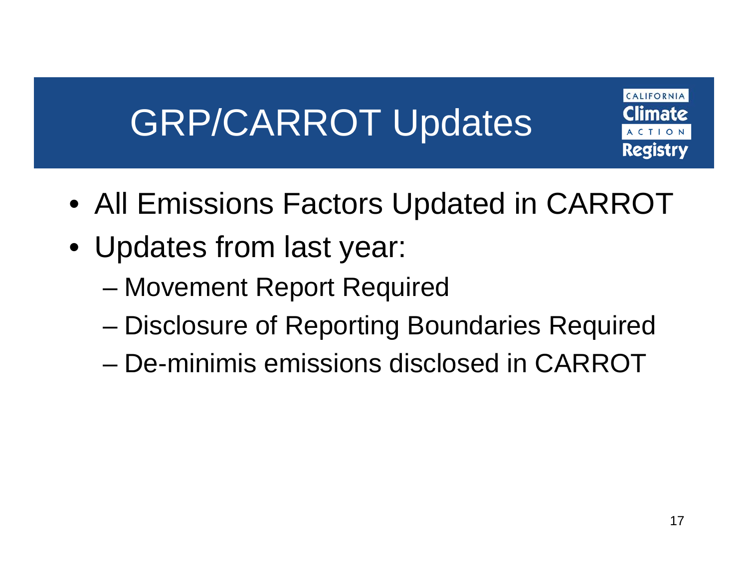# GRP/CARROT Updates

CALIFORNIA Climate ACTION Registry

- All Emissions Factors Updated in CARROT
- Updates from last year:
  - Movement Report Required
  - Disclosure of Reporting Boundaries Required
  - De-minimis emissions disclosed in CARROT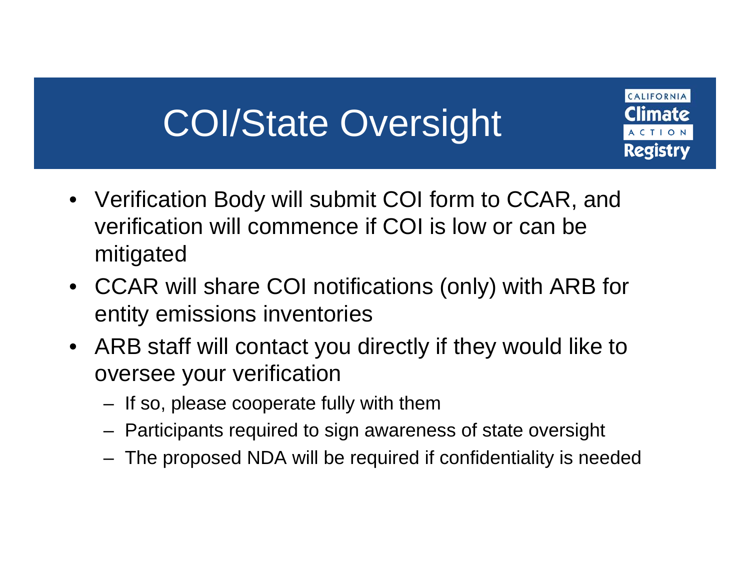# COI/State Oversight

- Verification Body will submit COI form to CCAR, and verification will commence if COI is low or can be mitigated
- CCAR will share COI notifications (only) with ARB for entity emissions inventories
- ARB staff will contact you directly if they would like to oversee your verification
  - If so, please cooperate fully with them
  - Participants required to sign awareness of state oversight
  - The proposed NDA will be required if confidentiality is needed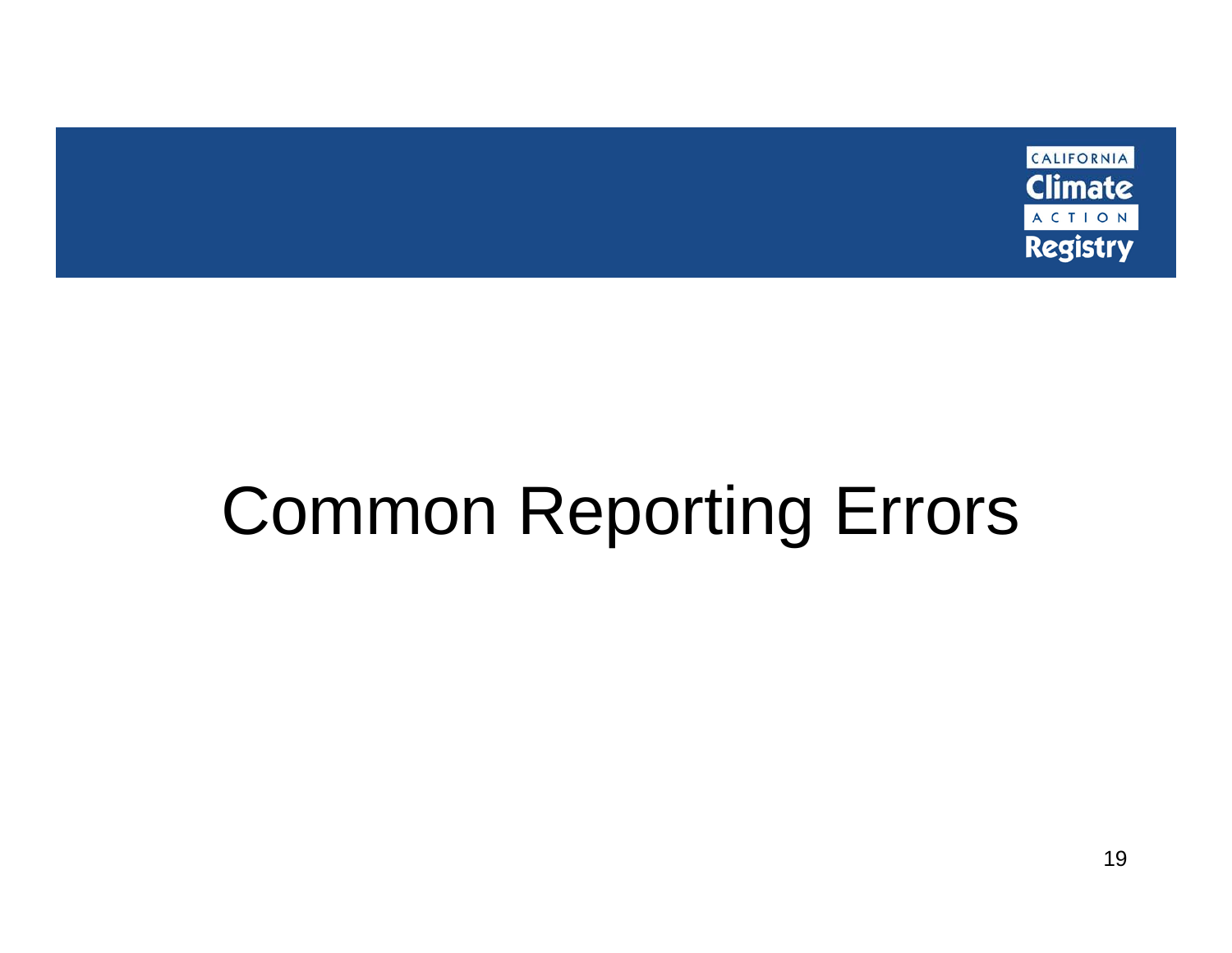# Common Reporting Errors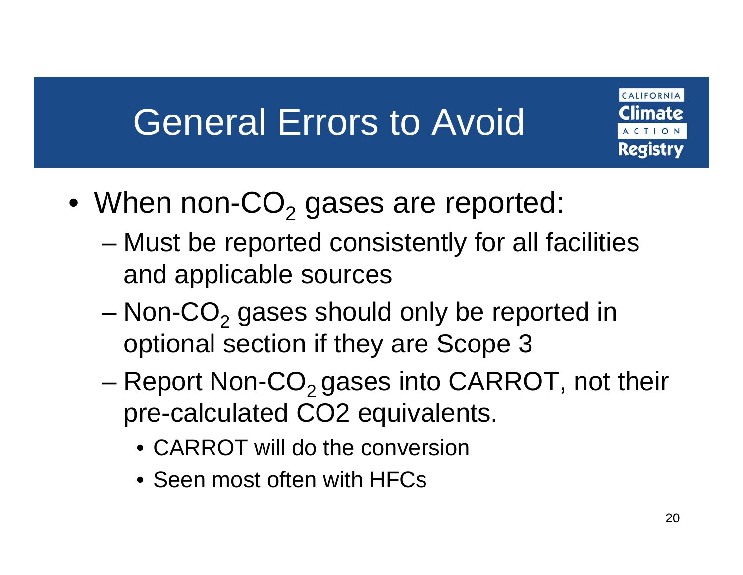# General Errors to Avoid

CALIFORNIA Climate ACTION Registry

- When non-$CO_2$ gases are reported:
  - Must be reported consistently for all facilities and applicable sources
  - Non-$CO_2$ gases should only be reported in optional section if they are Scope 3
  - Report Non-$CO_2$ gases into CARROT, not their pre-calculated CO2 equivalents.
    - CARROT will do the conversion
    - Seen most often with HFCs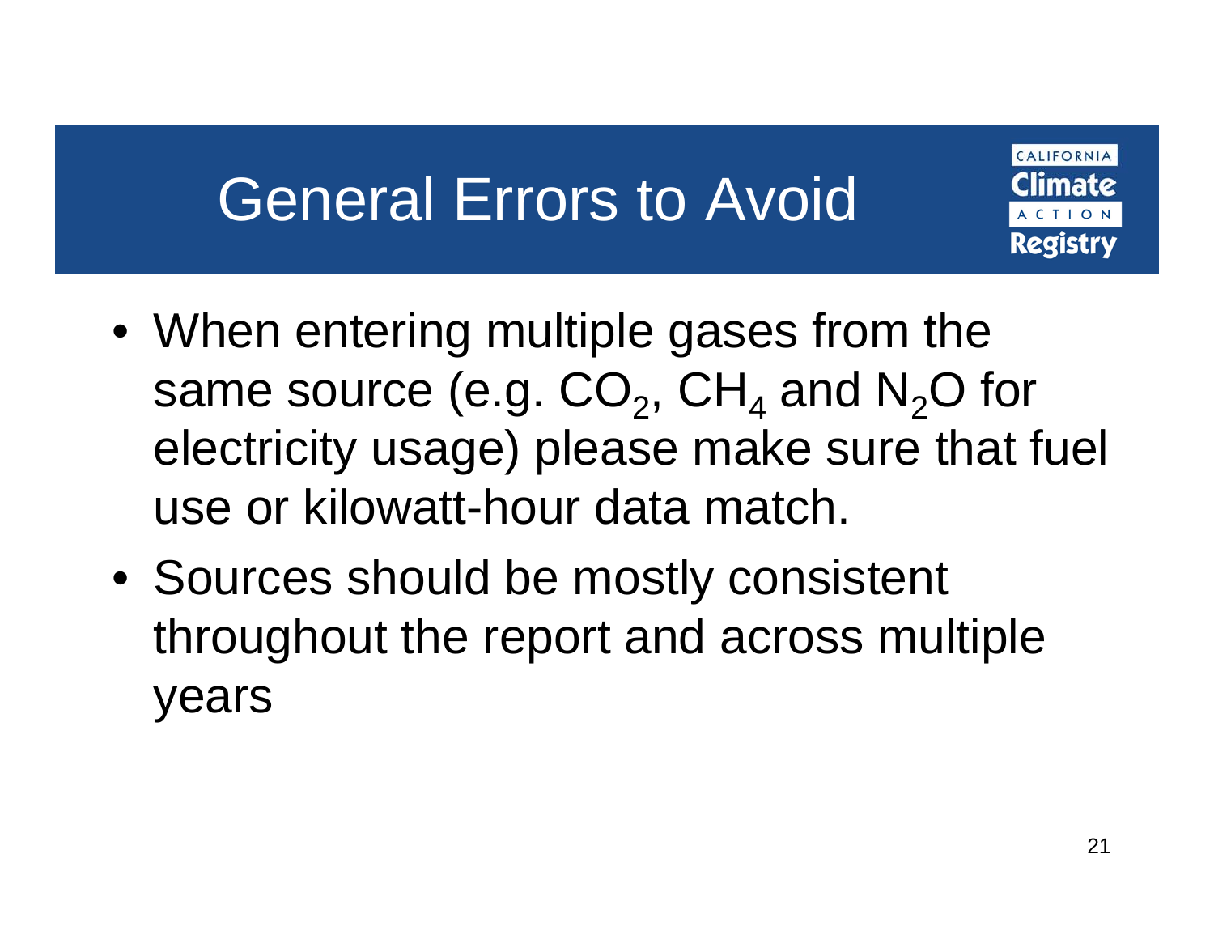# General Errors to Avoid

- When entering multiple gases from the same source (e.g. $CO_2$, $CH_4$ and $N_2O$ for electricity usage) please make sure that fuel use or kilowatt-hour data match.
- Sources should be mostly consistent throughout the report and across multiple years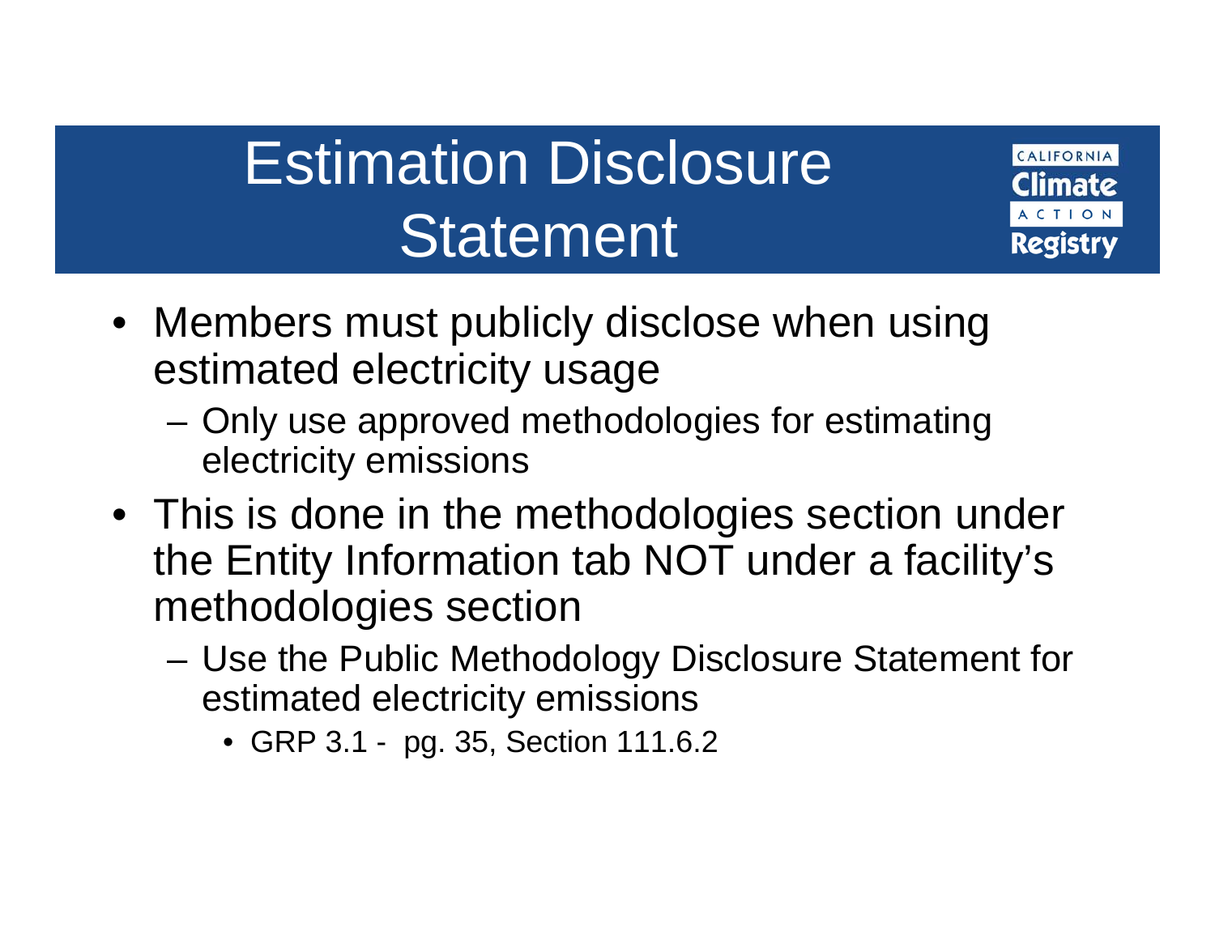# Estimation Disclosure Statement

CALIFORNIA Climate ACTION Registry

- Members must publicly disclose when using estimated electricity usage
  - Only use approved methodologies for estimating electricity emissions
- This is done in the methodologies section under the Entity Information tab NOT under a facility's methodologies section
  - Use the Public Methodology Disclosure Statement for estimated electricity emissions
    - GRP 3.1 - pg. 35, Section 111.6.2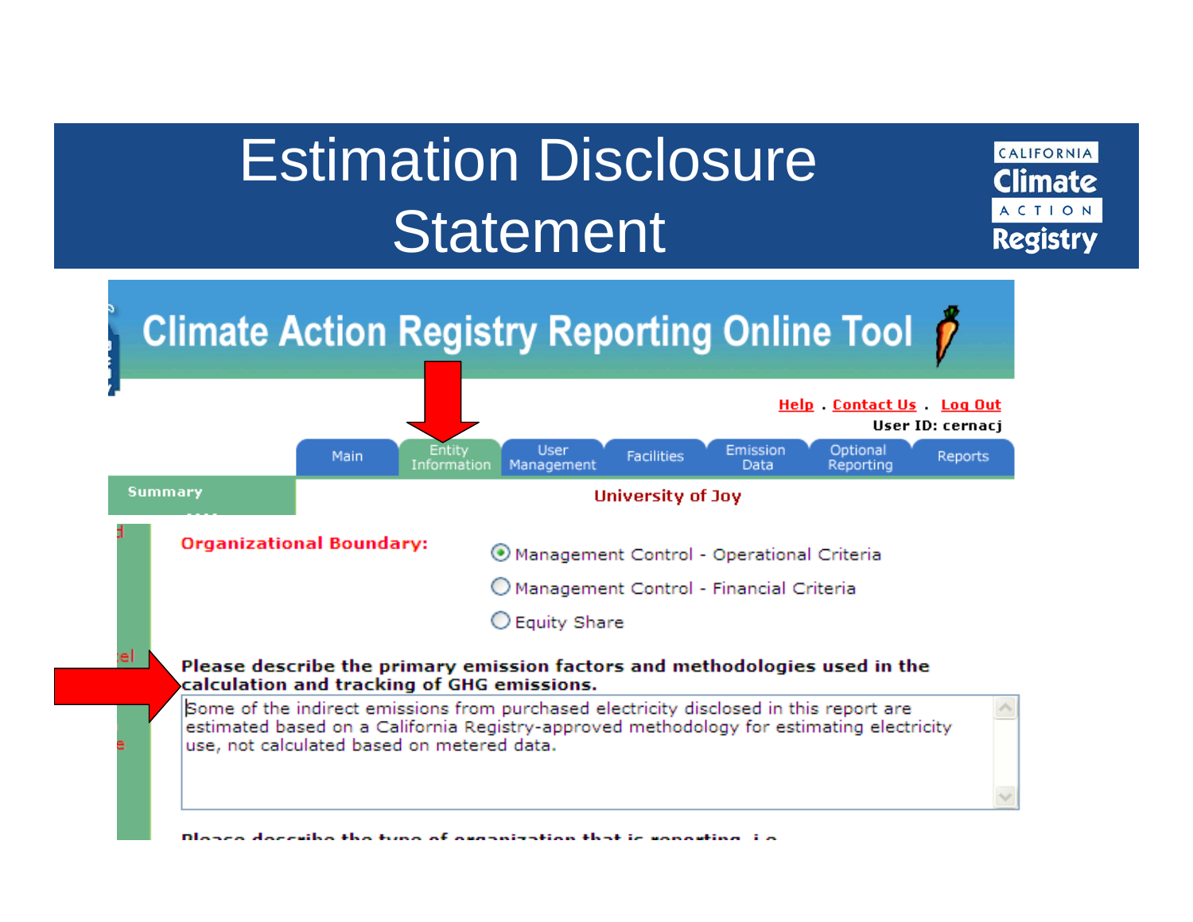# Estimation Disclosure Statement

CALIFORNIA Climate ACTION Registry

Climate Action Registry Reporting Online Tool

Help . Contact Us . Log Out

User ID: cernacj

Main | Entity Information | User Management | Facilities | Emission Data | Optional Reporting | Reports

Summary

University of Joy

**Organizational Boundary:**

- (selected) Management Control - Operational Criteria
- Management Control - Financial Criteria
- Equity Share

**Please describe the primary emission factors and methodologies used in the calculation and tracking of GHG emissions.**

Some of the indirect emissions from purchased electricity disclosed in this report are estimated based on a California Registry-approved methodology for estimating electricity use, not calculated based on metered data.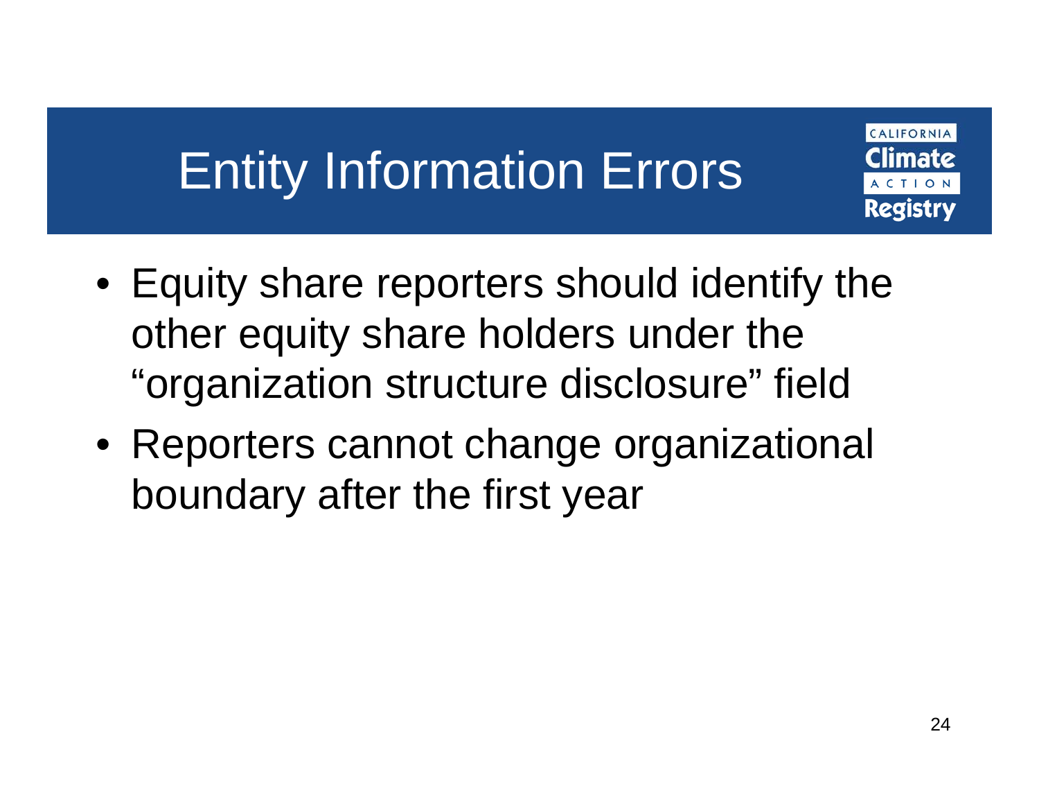# Entity Information Errors

- Equity share reporters should identify the other equity share holders under the “organization structure disclosure” field
- Reporters cannot change organizational boundary after the first year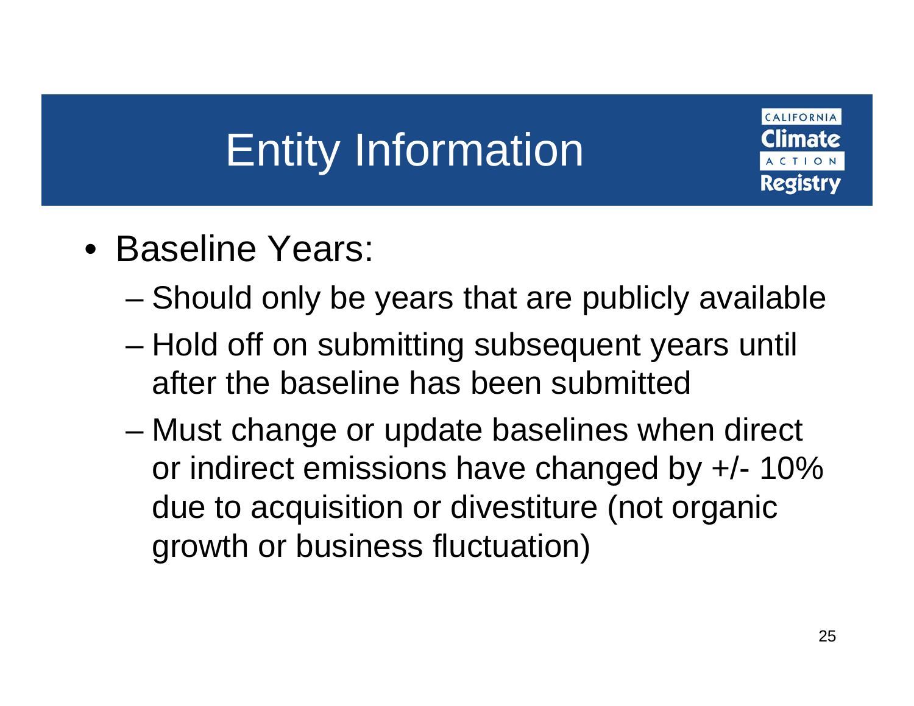# Entity Information

- Baseline Years:
  - Should only be years that are publicly available
  - Hold off on submitting subsequent years until after the baseline has been submitted
  - Must change or update baselines when direct or indirect emissions have changed by +/- 10% due to acquisition or divestiture (not organic growth or business fluctuation)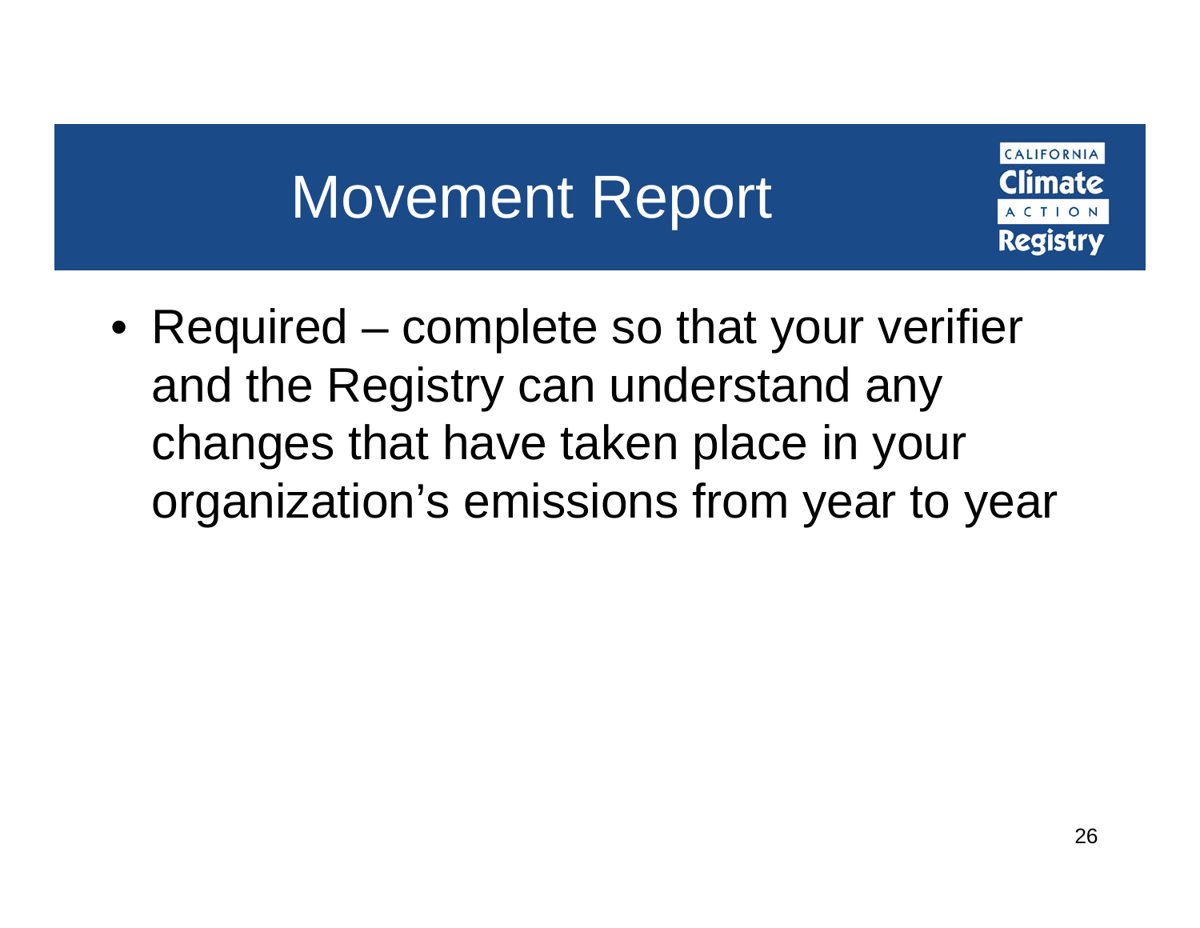# Movement Report

- Required – complete so that your verifier and the Registry can understand any changes that have taken place in your organization's emissions from year to year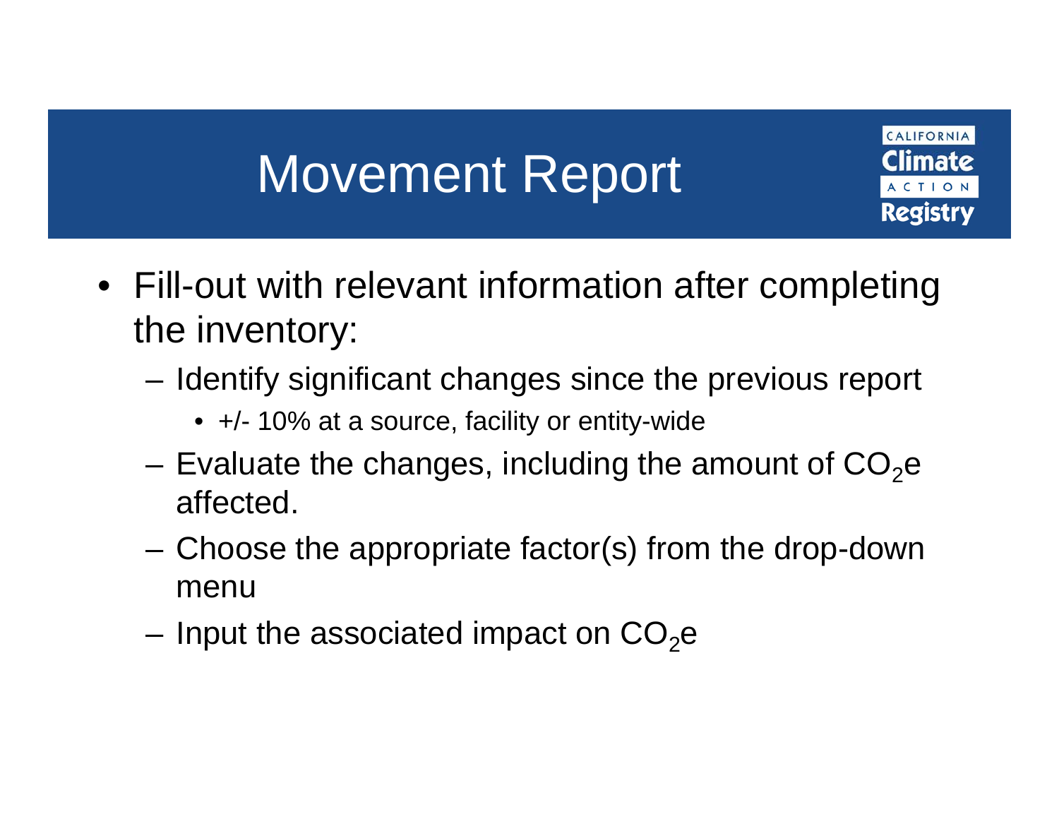# Movement Report

- Fill-out with relevant information after completing the inventory:
  - Identify significant changes since the previous report
    - +/- 10% at a source, facility or entity-wide
  - Evaluate the changes, including the amount of $CO_2e$ affected.
  - Choose the appropriate factor(s) from the drop-down menu
  - Input the associated impact on $CO_2e$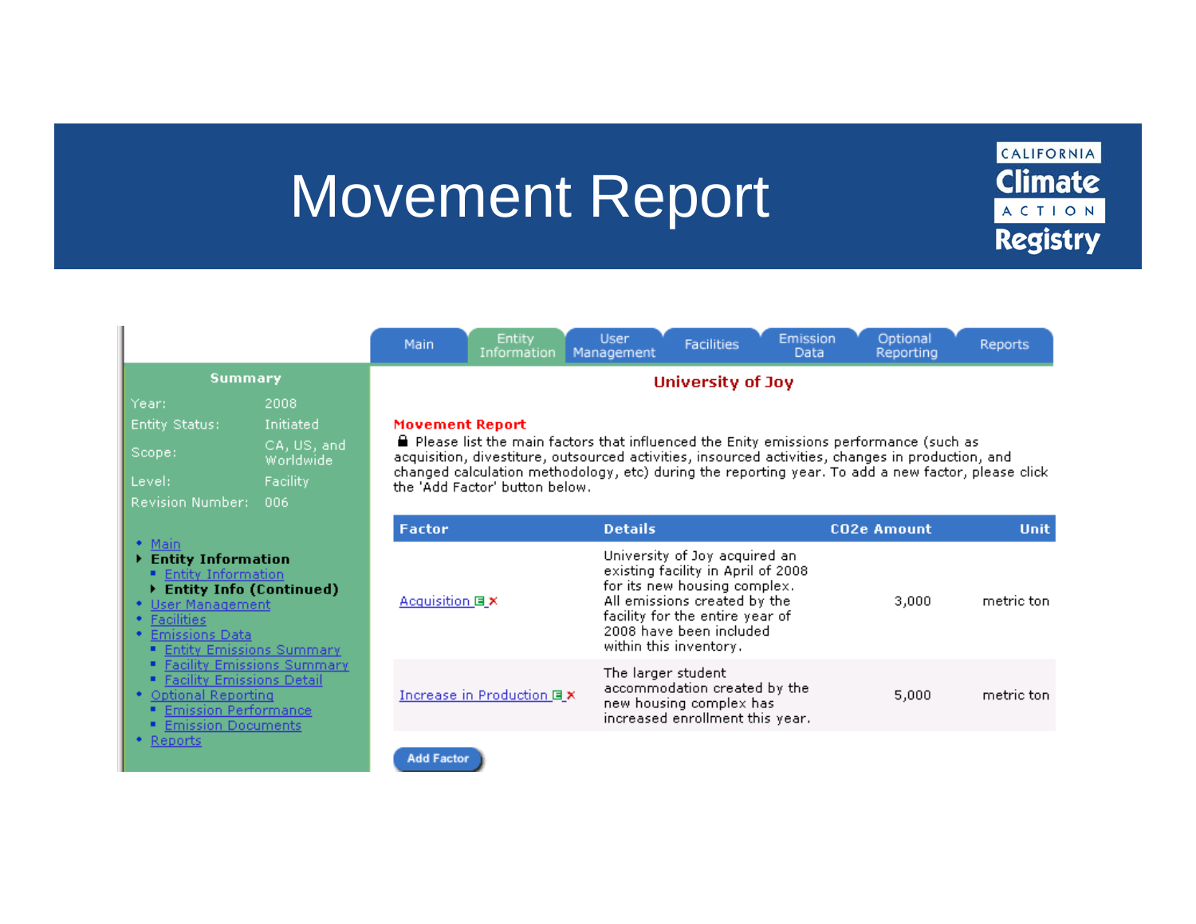# Movement Report

CALIFORNIA Climate ACTION Registry

Main | Entity Information | User Management | Facilities | Emission Data | Optional Reporting | Reports

**Summary**

Year: 2008

Entity Status: Initiated

Scope: CA, US, and Worldwide

Level: Facility

Revision Number: 006

- Main
- **Entity Information**
  - Entity Information
  - **Entity Info (Continued)**
- User Management
- Facilities
- Emissions Data
  - Entity Emissions Summary
  - Facility Emissions Summary
  - Facility Emissions Detail
- Optional Reporting
  - Emission Performance
  - Emission Documents
- Reports

## University of Joy

**Movement Report**

Please list the main factors that influenced the Enity emissions performance (such as acquisition, divestiture, outsourced activities, insourced activities, changes in production, and changed calculation methodology, etc) during the reporting year. To add a new factor, please click the 'Add Factor' button below.

| Factor | Details | CO2e Amount | Unit |
|---|---|---|---|
| Acquisition | University of Joy acquired an existing facility in April of 2008 for its new housing complex. All emissions created by the facility for the entire year of 2008 have been included within this inventory. | 3,000 | metric ton |
| Increase in Production | The larger student accommodation created by the new housing complex has increased enrollment this year. | 5,000 | metric ton |

Add Factor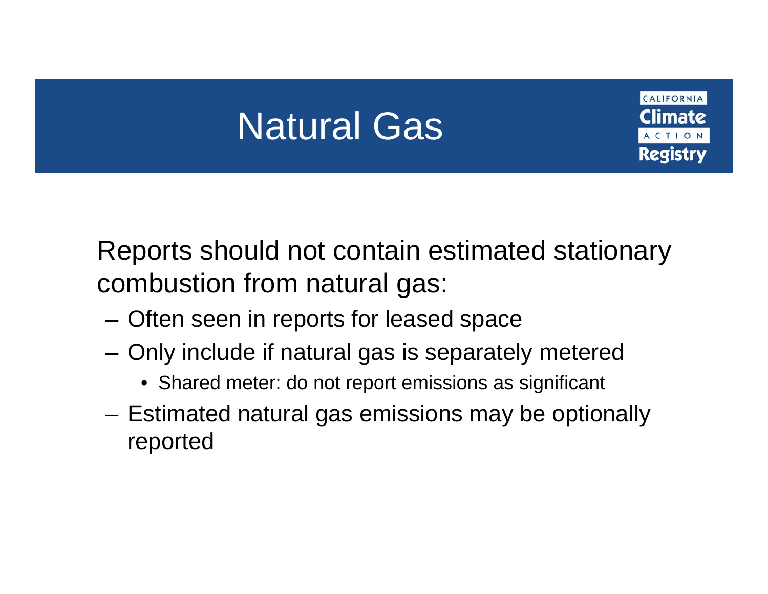# Natural Gas

CALIFORNIA Climate ACTION Registry

Reports should not contain estimated stationary combustion from natural gas:

- Often seen in reports for leased space
- Only include if natural gas is separately metered
  - Shared meter: do not report emissions as significant
- Estimated natural gas emissions may be optionally reported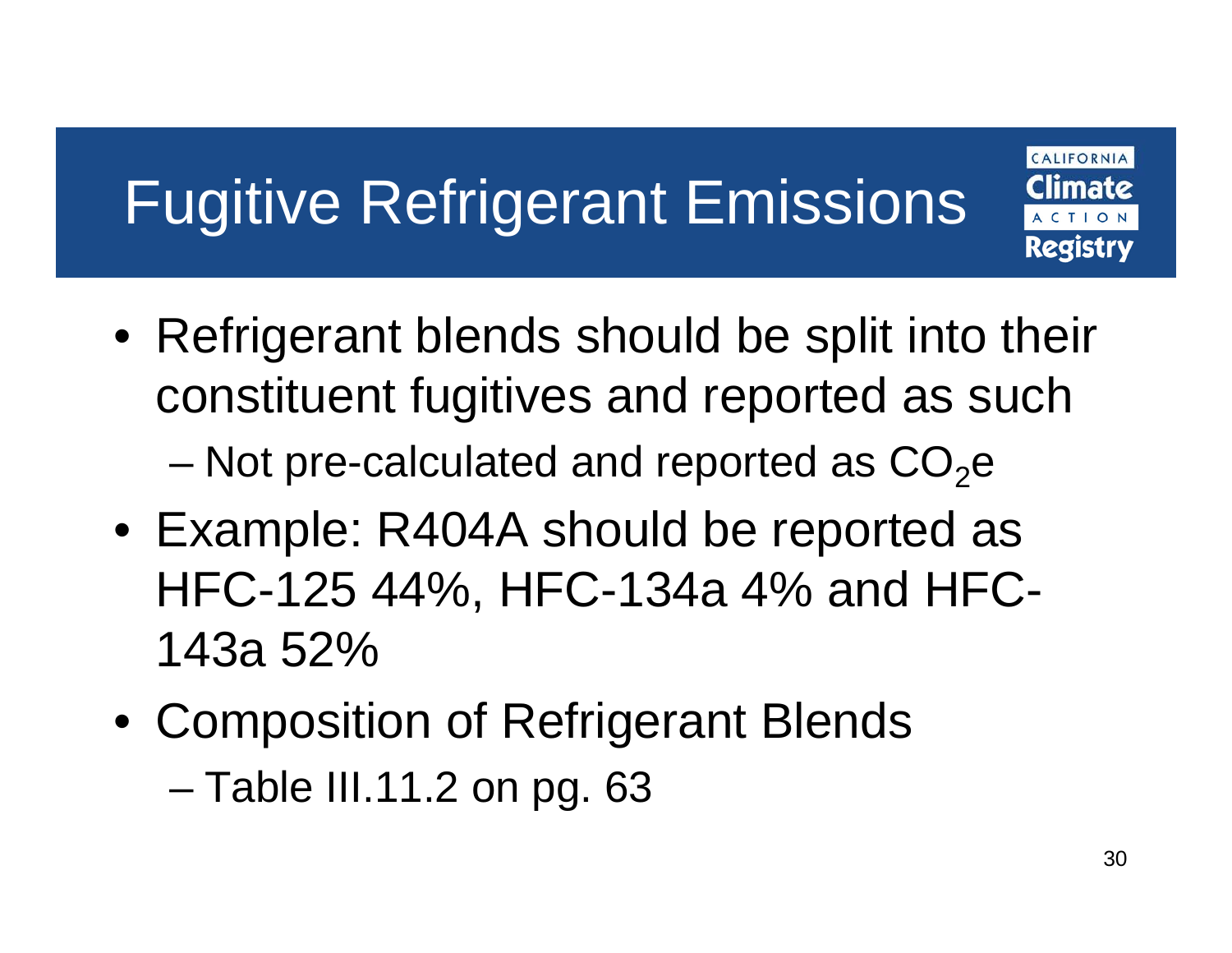# Fugitive Refrigerant Emissions

CALIFORNIA Climate ACTION Registry

- Refrigerant blends should be split into their constituent fugitives and reported as such
  - Not pre-calculated and reported as $CO_2e$
- Example: R404A should be reported as HFC-125 44%, HFC-134a 4% and HFC-143a 52%
- Composition of Refrigerant Blends
  - Table III.11.2 on pg. 63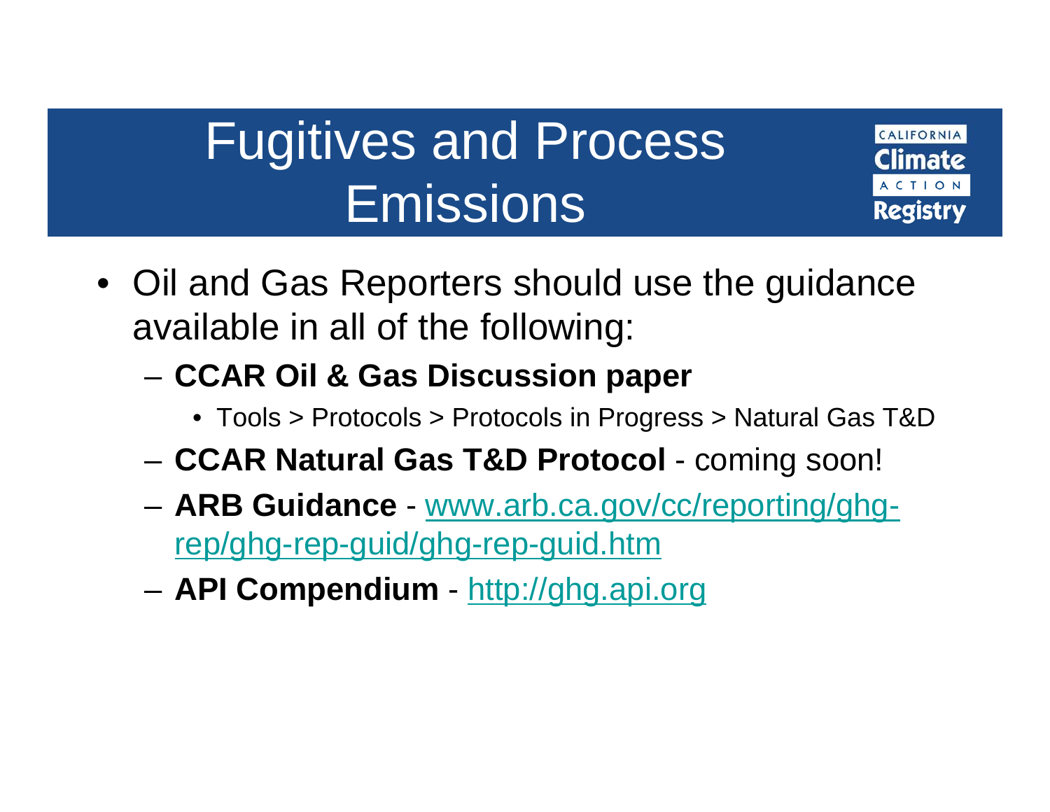# Fugitives and Process Emissions

CALIFORNIA Climate ACTION Registry

- Oil and Gas Reporters should use the guidance available in all of the following:
  - **CCAR Oil & Gas Discussion paper**
    - Tools > Protocols > Protocols in Progress > Natural Gas T&D
  - **CCAR Natural Gas T&D Protocol** - coming soon!
  - **ARB Guidance** - www.arb.ca.gov/cc/reporting/ghg-rep/ghg-rep-guid/ghg-rep-guid.htm
  - **API Compendium** - http://ghg.api.org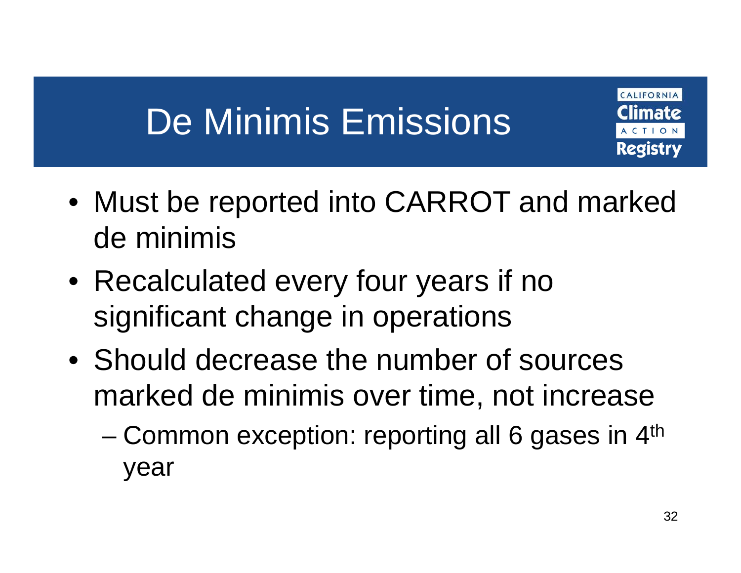# De Minimis Emissions

- Must be reported into CARROT and marked de minimis
- Recalculated every four years if no significant change in operations
- Should decrease the number of sources marked de minimis over time, not increase
  - Common exception: reporting all 6 gases in $4^{th}$ year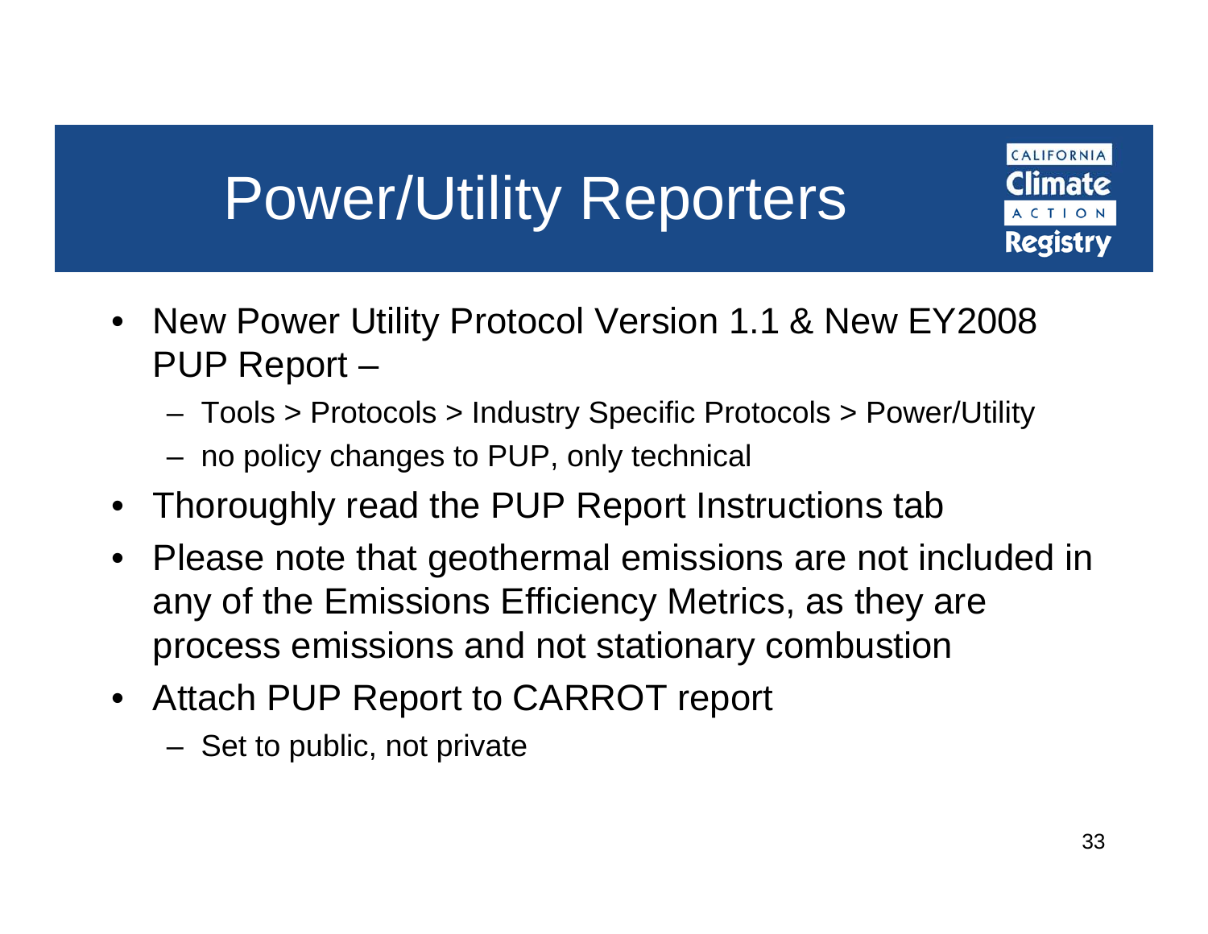# Power/Utility Reporters

- New Power Utility Protocol Version 1.1 & New EY2008 PUP Report –
  - Tools > Protocols > Industry Specific Protocols > Power/Utility
  - no policy changes to PUP, only technical
- Thoroughly read the PUP Report Instructions tab
- Please note that geothermal emissions are not included in any of the Emissions Efficiency Metrics, as they are process emissions and not stationary combustion
- Attach PUP Report to CARROT report
  - Set to public, not private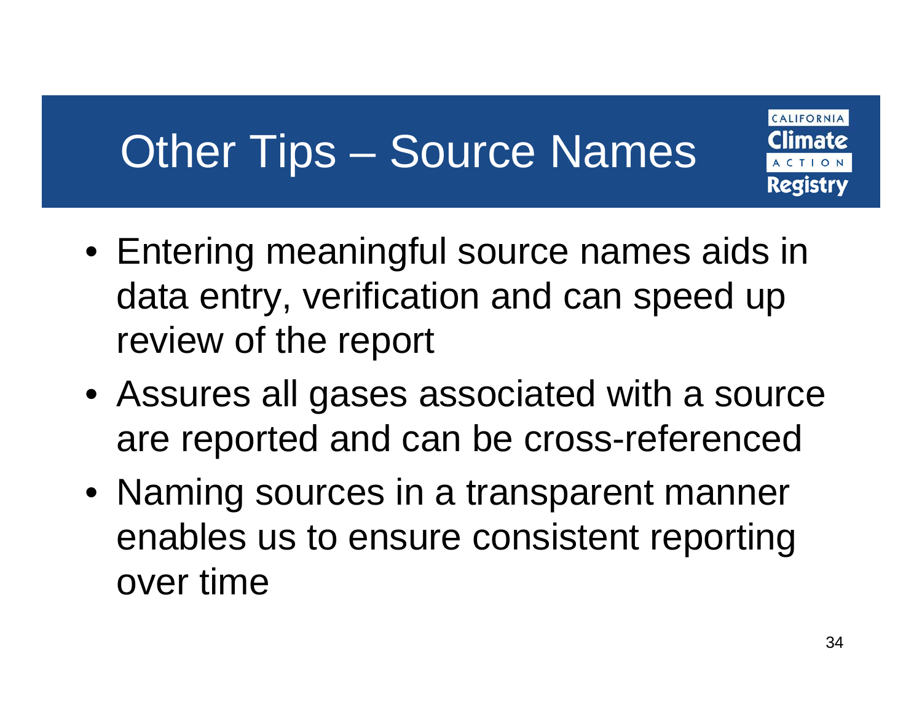# Other Tips – Source Names

- Entering meaningful source names aids in data entry, verification and can speed up review of the report
- Assures all gases associated with a source are reported and can be cross-referenced
- Naming sources in a transparent manner enables us to ensure consistent reporting over time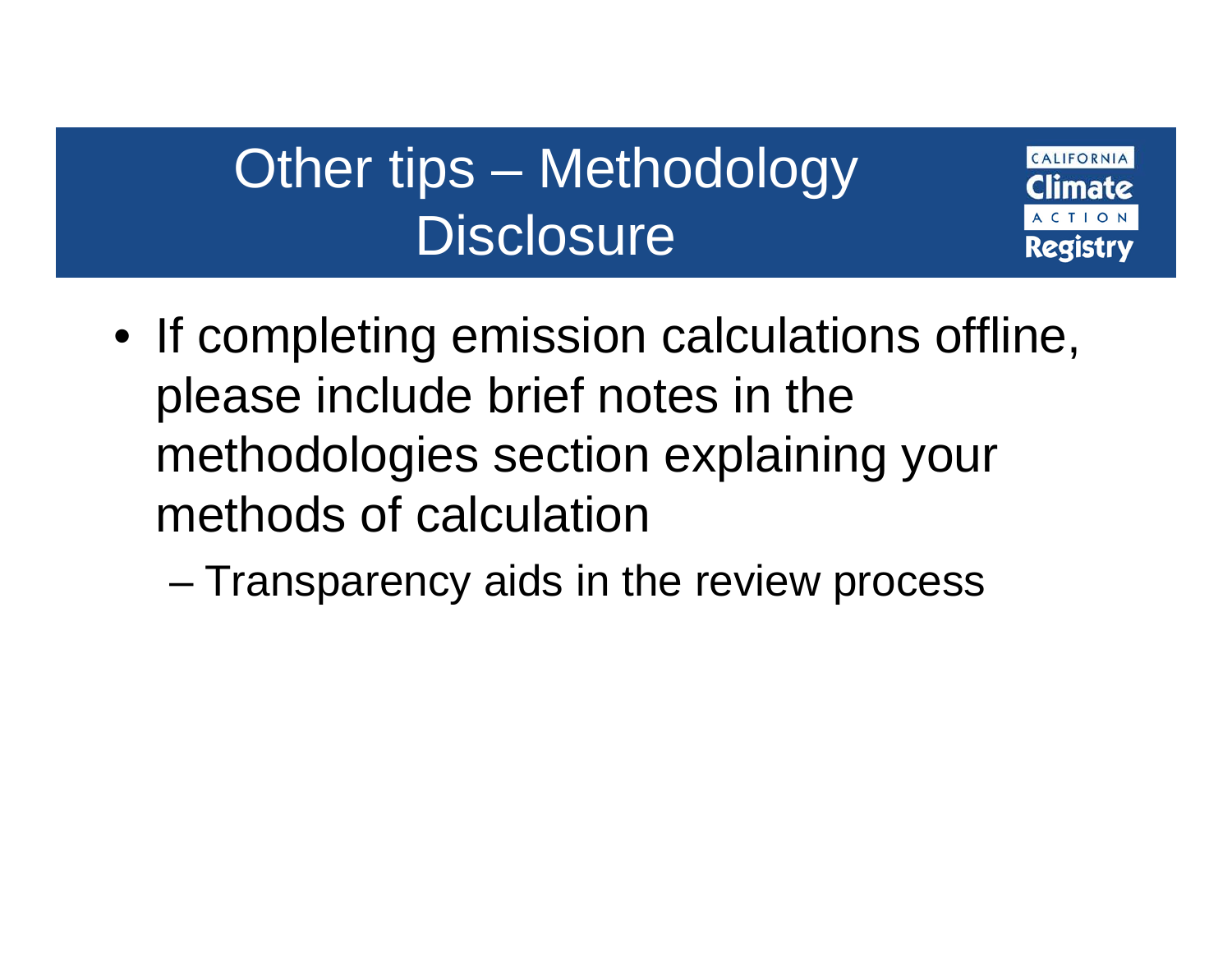# Other tips – Methodology Disclosure

CALIFORNIA Climate ACTION Registry

- If completing emission calculations offline, please include brief notes in the methodologies section explaining your methods of calculation
  - Transparency aids in the review process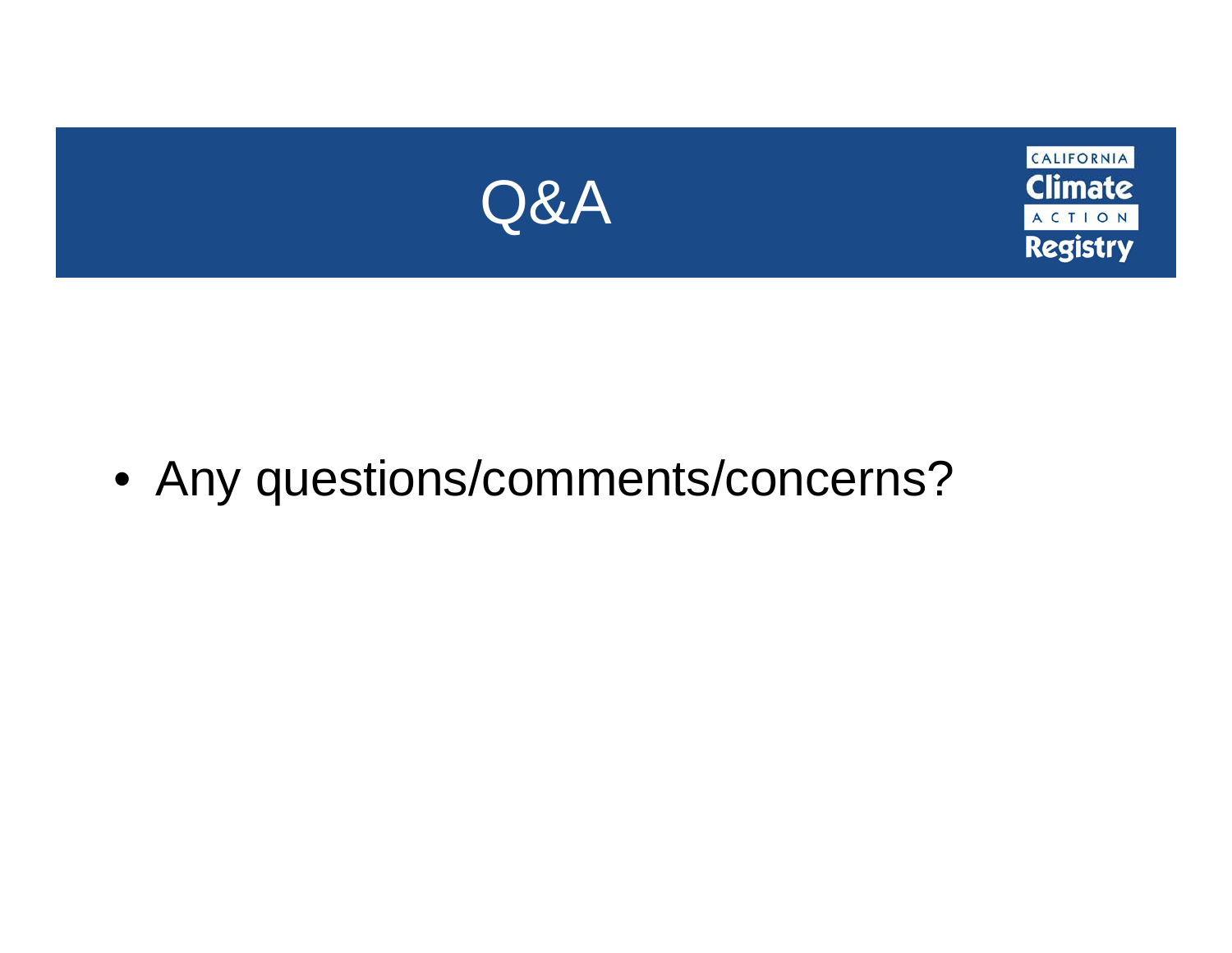# Q&A

CALIFORNIA Climate ACTION Registry

- Any questions/comments/concerns?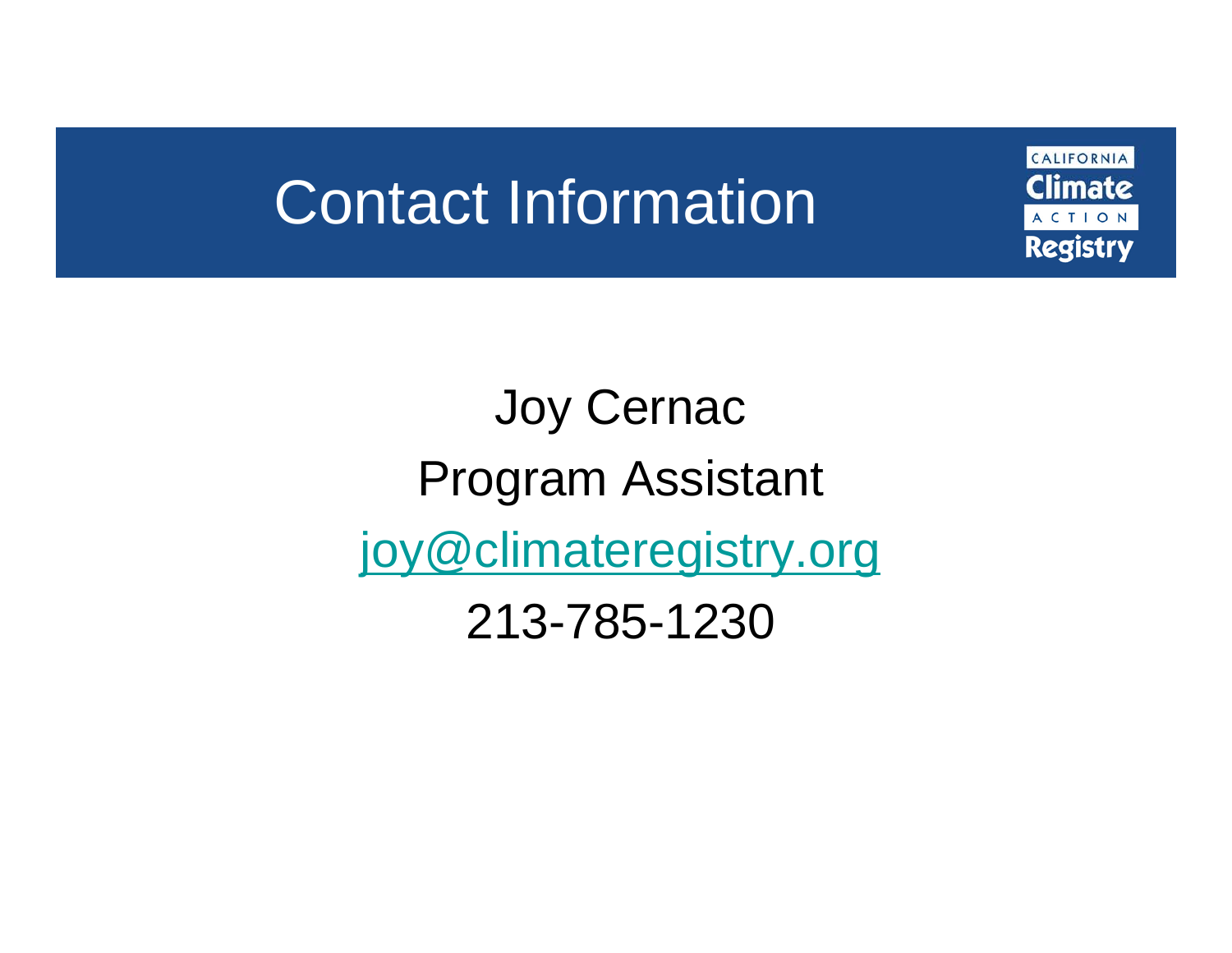# Contact Information

CALIFORNIA Climate ACTION Registry

Joy Cernac

Program Assistant

joy@climateregistry.org

213-785-1230